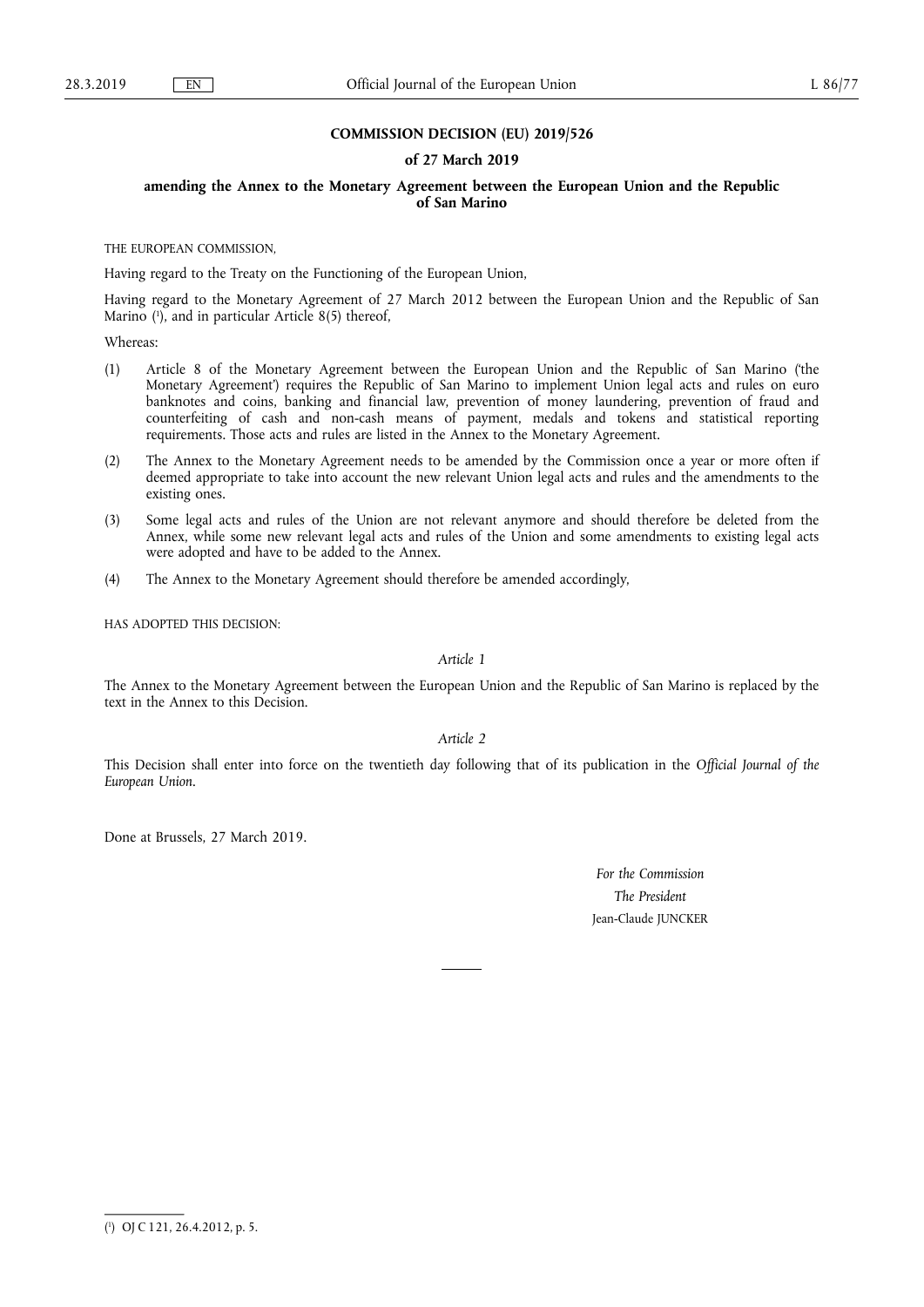# COMMISSION DECISION (EU) 2019/526

## of 27 March 2019

## amending the Annex to the Monetary Agreement between the European Union and the Republic of San Marino

THE EUROPEAN COMMISSION,

Having regard to the Treaty on the Functioning of the European Union,

Having regard to the Monetary Agreement of 27 March 2012 between the European Union and the Republic of San Marino ([1]), and in particular Article 8(5) thereof,

Whereas:

(1) Article 8 of the Monetary Agreement between the European Union and the Republic of San Marino ('the Monetary Agreement') requires the Republic of San Marino to implement Union legal acts and rules on euro banknotes and coins, banking and financial law, prevention of money laundering, prevention of fraud and counterfeiting of cash and non-cash means of payment, medals and tokens and statistical reporting requirements. Those acts and rules are listed in the Annex to the Monetary Agreement.

(2) The Annex to the Monetary Agreement needs to be amended by the Commission once a year or more often if deemed appropriate to take into account the new relevant Union legal acts and rules and the amendments to the existing ones.

(3) Some legal acts and rules of the Union are not relevant anymore and should therefore be deleted from the Annex, while some new relevant legal acts and rules of the Union and some amendments to existing legal acts were adopted and have to be added to the Annex.

(4) The Annex to the Monetary Agreement should therefore be amended accordingly,

HAS ADOPTED THIS DECISION:

*Article 1*

The Annex to the Monetary Agreement between the European Union and the Republic of San Marino is replaced by the text in the Annex to this Decision.

*Article 2*

This Decision shall enter into force on the twentieth day following that of its publication in the *Official Journal of the European Union*.

Done at Brussels, 27 March 2019.

*For the Commission*

*The President*

Jean-Claude JUNCKER

---

([1]) OJ C 121, 26.4.2012, p. 5.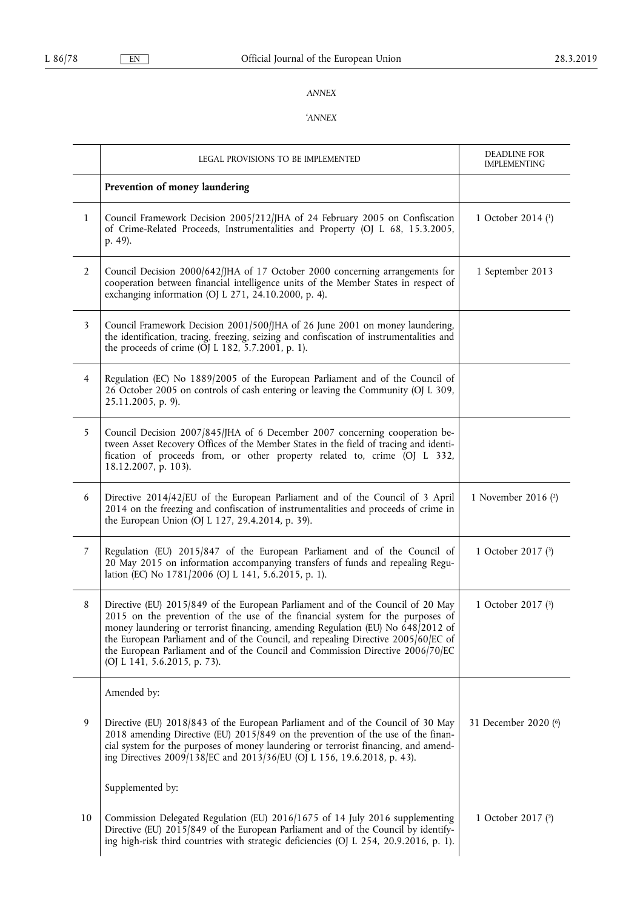*ANNEX*

*'ANNEX*

| | LEGAL PROVISIONS TO BE IMPLEMENTED | DEADLINE FOR IMPLEMENTING |
|---|---|---|
| | **Prevention of money laundering** | |
| 1 | Council Framework Decision 2005/212/JHA of 24 February 2005 on Confiscation of Crime-Related Proceeds, Instrumentalities and Property (OJ L 68, 15.3.2005, p. 49). | 1 October 2014 [1] |
| 2 | Council Decision 2000/642/JHA of 17 October 2000 concerning arrangements for cooperation between financial intelligence units of the Member States in respect of exchanging information (OJ L 271, 24.10.2000, p. 4). | 1 September 2013 |
| 3 | Council Framework Decision 2001/500/JHA of 26 June 2001 on money laundering, the identification, tracing, freezing, seizing and confiscation of instrumentalities and the proceeds of crime (OJ L 182, 5.7.2001, p. 1). | |
| 4 | Regulation (EC) No 1889/2005 of the European Parliament and of the Council of 26 October 2005 on controls of cash entering or leaving the Community (OJ L 309, 25.11.2005, p. 9). | |
| 5 | Council Decision 2007/845/JHA of 6 December 2007 concerning cooperation between Asset Recovery Offices of the Member States in the field of tracing and identification of proceeds from, or other property related to, crime (OJ L 332, 18.12.2007, p. 103). | |
| 6 | Directive 2014/42/EU of the European Parliament and of the Council of 3 April 2014 on the freezing and confiscation of instrumentalities and proceeds of crime in the European Union (OJ L 127, 29.4.2014, p. 39). | 1 November 2016 [2] |
| 7 | Regulation (EU) 2015/847 of the European Parliament and of the Council of 20 May 2015 on information accompanying transfers of funds and repealing Regulation (EC) No 1781/2006 (OJ L 141, 5.6.2015, p. 1). | 1 October 2017 [3] |
| 8 | Directive (EU) 2015/849 of the European Parliament and of the Council of 20 May 2015 on the prevention of the use of the financial system for the purposes of money laundering or terrorist financing, amending Regulation (EU) No 648/2012 of the European Parliament and of the Council, and repealing Directive 2005/60/EC of the European Parliament and of the Council and Commission Directive 2006/70/EC (OJ L 141, 5.6.2015, p. 73). | 1 October 2017 [3] |
| | Amended by: | |
| 9 | Directive (EU) 2018/843 of the European Parliament and of the Council of 30 May 2018 amending Directive (EU) 2015/849 on the prevention of the use of the financial system for the purposes of money laundering or terrorist financing, and amending Directives 2009/138/EC and 2013/36/EU (OJ L 156, 19.6.2018, p. 43). | 31 December 2020 [6] |
| | Supplemented by: | |
| 10 | Commission Delegated Regulation (EU) 2016/1675 of 14 July 2016 supplementing Directive (EU) 2015/849 of the European Parliament and of the Council by identifying high-risk third countries with strategic deficiencies (OJ L 254, 20.9.2016, p. 1). | 1 October 2017 [5] |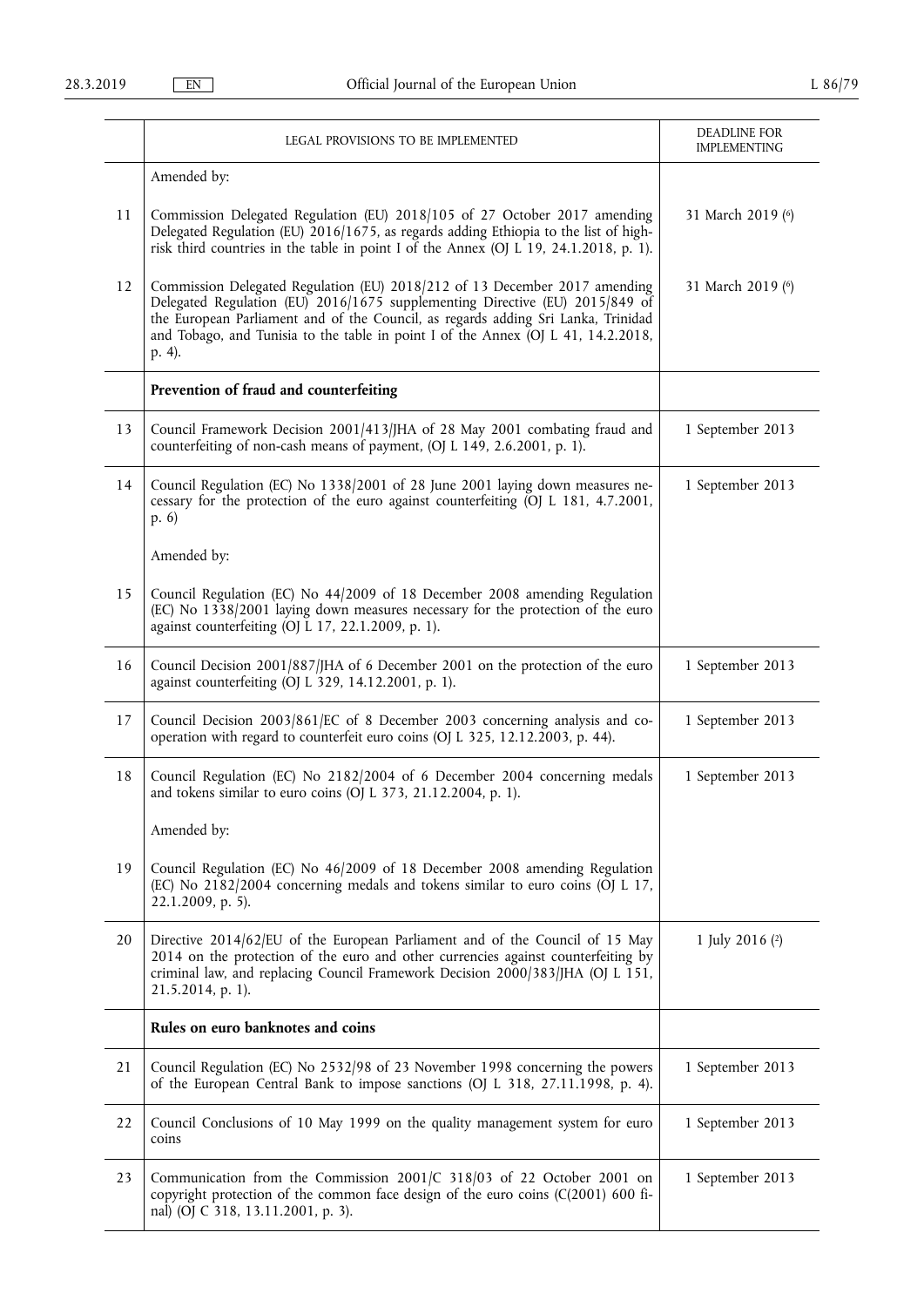| | LEGAL PROVISIONS TO BE IMPLEMENTED | DEADLINE FOR IMPLEMENTING |
|---|---|---|
| | Amended by: | |
| 11 | Commission Delegated Regulation (EU) 2018/105 of 27 October 2017 amending Delegated Regulation (EU) 2016/1675, as regards adding Ethiopia to the list of high-risk third countries in the table in point I of the Annex (OJ L 19, 24.1.2018, p. 1). | 31 March 2019 (6) |
| 12 | Commission Delegated Regulation (EU) 2018/212 of 13 December 2017 amending Delegated Regulation (EU) 2016/1675 supplementing Directive (EU) 2015/849 of the European Parliament and of the Council, as regards adding Sri Lanka, Trinidad and Tobago, and Tunisia to the table in point I of the Annex (OJ L 41, 14.2.2018, p. 4). | 31 March 2019 (6) |
| | **Prevention of fraud and counterfeiting** | |
| 13 | Council Framework Decision 2001/413/JHA of 28 May 2001 combating fraud and counterfeiting of non-cash means of payment, (OJ L 149, 2.6.2001, p. 1). | 1 September 2013 |
| 14 | Council Regulation (EC) No 1338/2001 of 28 June 2001 laying down measures necessary for the protection of the euro against counterfeiting (OJ L 181, 4.7.2001, p. 6)<br><br>Amended by: | 1 September 2013 |
| 15 | Council Regulation (EC) No 44/2009 of 18 December 2008 amending Regulation (EC) No 1338/2001 laying down measures necessary for the protection of the euro against counterfeiting (OJ L 17, 22.1.2009, p. 1). | |
| 16 | Council Decision 2001/887/JHA of 6 December 2001 on the protection of the euro against counterfeiting (OJ L 329, 14.12.2001, p. 1). | 1 September 2013 |
| 17 | Council Decision 2003/861/EC of 8 December 2003 concerning analysis and cooperation with regard to counterfeit euro coins (OJ L 325, 12.12.2003, p. 44). | 1 September 2013 |
| 18 | Council Regulation (EC) No 2182/2004 of 6 December 2004 concerning medals and tokens similar to euro coins (OJ L 373, 21.12.2004, p. 1).<br><br>Amended by: | 1 September 2013 |
| 19 | Council Regulation (EC) No 46/2009 of 18 December 2008 amending Regulation (EC) No 2182/2004 concerning medals and tokens similar to euro coins (OJ L 17, 22.1.2009, p. 5). | |
| 20 | Directive 2014/62/EU of the European Parliament and of the Council of 15 May 2014 on the protection of the euro and other currencies against counterfeiting by criminal law, and replacing Council Framework Decision 2000/383/JHA (OJ L 151, 21.5.2014, p. 1). | 1 July 2016 (2) |
| | **Rules on euro banknotes and coins** | |
| 21 | Council Regulation (EC) No 2532/98 of 23 November 1998 concerning the powers of the European Central Bank to impose sanctions (OJ L 318, 27.11.1998, p. 4). | 1 September 2013 |
| 22 | Council Conclusions of 10 May 1999 on the quality management system for euro coins | 1 September 2013 |
| 23 | Communication from the Commission 2001/C 318/03 of 22 October 2001 on copyright protection of the common face design of the euro coins (C(2001) 600 final) (OJ C 318, 13.11.2001, p. 3). | 1 September 2013 |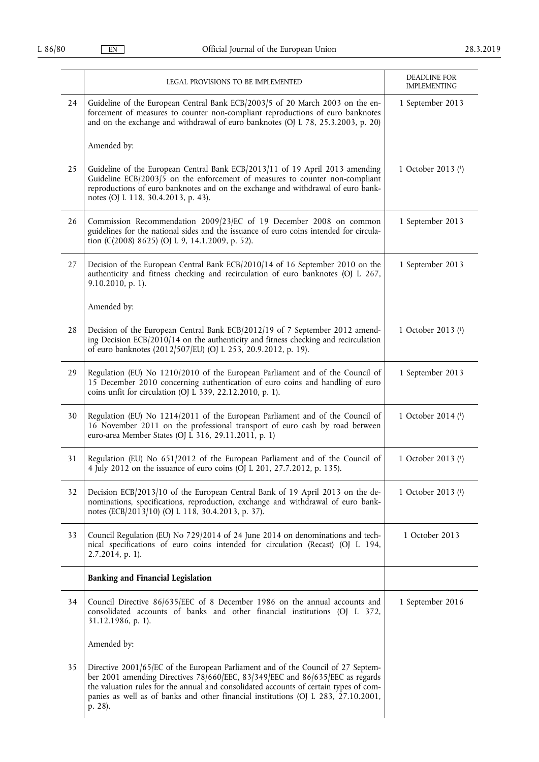| | LEGAL PROVISIONS TO BE IMPLEMENTED | DEADLINE FOR IMPLEMENTING |
|---|---|---|
| 24 | Guideline of the European Central Bank ECB/2003/5 of 20 March 2003 on the enforcement of measures to counter non-compliant reproductions of euro banknotes and on the exchange and withdrawal of euro banknotes (OJ L 78, 25.3.2003, p. 20)<br><br>Amended by: | 1 September 2013 |
| 25 | Guideline of the European Central Bank ECB/2013/11 of 19 April 2013 amending Guideline ECB/2003/5 on the enforcement of measures to counter non-compliant reproductions of euro banknotes and on the exchange and withdrawal of euro banknotes (OJ L 118, 30.4.2013, p. 43). | 1 October 2013 [1] |
| 26 | Commission Recommendation 2009/23/EC of 19 December 2008 on common guidelines for the national sides and the issuance of euro coins intended for circulation (C(2008) 8625) (OJ L 9, 14.1.2009, p. 52). | 1 September 2013 |
| 27 | Decision of the European Central Bank ECB/2010/14 of 16 September 2010 on the authenticity and fitness checking and recirculation of euro banknotes (OJ L 267, 9.10.2010, p. 1).<br><br>Amended by: | 1 September 2013 |
| 28 | Decision of the European Central Bank ECB/2012/19 of 7 September 2012 amending Decision ECB/2010/14 on the authenticity and fitness checking and recirculation of euro banknotes (2012/507/EU) (OJ L 253, 20.9.2012, p. 19). | 1 October 2013 [1] |
| 29 | Regulation (EU) No 1210/2010 of the European Parliament and of the Council of 15 December 2010 concerning authentication of euro coins and handling of euro coins unfit for circulation (OJ L 339, 22.12.2010, p. 1). | 1 September 2013 |
| 30 | Regulation (EU) No 1214/2011 of the European Parliament and of the Council of 16 November 2011 on the professional transport of euro cash by road between euro-area Member States (OJ L 316, 29.11.2011, p. 1) | 1 October 2014 [1] |
| 31 | Regulation (EU) No 651/2012 of the European Parliament and of the Council of 4 July 2012 on the issuance of euro coins (OJ L 201, 27.7.2012, p. 135). | 1 October 2013 [1] |
| 32 | Decision ECB/2013/10 of the European Central Bank of 19 April 2013 on the denominations, specifications, reproduction, exchange and withdrawal of euro banknotes (ECB/2013/10) (OJ L 118, 30.4.2013, p. 37). | 1 October 2013 [1] |
| 33 | Council Regulation (EU) No 729/2014 of 24 June 2014 on denominations and technical specifications of euro coins intended for circulation (Recast) (OJ L 194, 2.7.2014, p. 1). | 1 October 2013 |
| | **Banking and Financial Legislation** | |
| 34 | Council Directive 86/635/EEC of 8 December 1986 on the annual accounts and consolidated accounts of banks and other financial institutions (OJ L 372, 31.12.1986, p. 1).<br><br>Amended by: | 1 September 2016 |
| 35 | Directive 2001/65/EC of the European Parliament and of the Council of 27 September 2001 amending Directives 78/660/EEC, 83/349/EEC and 86/635/EEC as regards the valuation rules for the annual and consolidated accounts of certain types of companies as well as of banks and other financial institutions (OJ L 283, 27.10.2001, p. 28). | |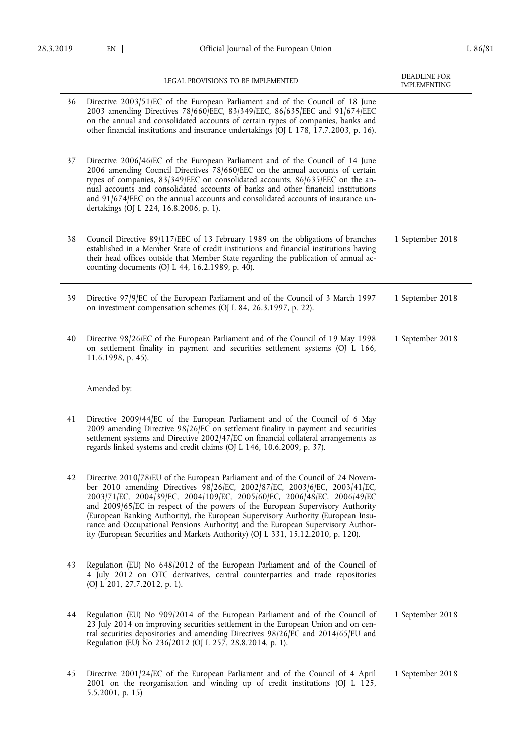| | LEGAL PROVISIONS TO BE IMPLEMENTED | DEADLINE FOR IMPLEMENTING |
|---|---|---|
| 36 | Directive 2003/51/EC of the European Parliament and of the Council of 18 June 2003 amending Directives 78/660/EEC, 83/349/EEC, 86/635/EEC and 91/674/EEC on the annual and consolidated accounts of certain types of companies, banks and other financial institutions and insurance undertakings (OJ L 178, 17.7.2003, p. 16). | |
| 37 | Directive 2006/46/EC of the European Parliament and of the Council of 14 June 2006 amending Council Directives 78/660/EEC on the annual accounts of certain types of companies, 83/349/EEC on consolidated accounts, 86/635/EEC on the annual accounts and consolidated accounts of banks and other financial institutions and 91/674/EEC on the annual accounts and consolidated accounts of insurance undertakings (OJ L 224, 16.8.2006, p. 1). | |
| 38 | Council Directive 89/117/EEC of 13 February 1989 on the obligations of branches established in a Member State of credit institutions and financial institutions having their head offices outside that Member State regarding the publication of annual accounting documents (OJ L 44, 16.2.1989, p. 40). | 1 September 2018 |
| 39 | Directive 97/9/EC of the European Parliament and of the Council of 3 March 1997 on investment compensation schemes (OJ L 84, 26.3.1997, p. 22). | 1 September 2018 |
| 40 | Directive 98/26/EC of the European Parliament and of the Council of 19 May 1998 on settlement finality in payment and securities settlement systems (OJ L 166, 11.6.1998, p. 45).<br><br>Amended by: | 1 September 2018 |
| 41 | Directive 2009/44/EC of the European Parliament and of the Council of 6 May 2009 amending Directive 98/26/EC on settlement finality in payment and securities settlement systems and Directive 2002/47/EC on financial collateral arrangements as regards linked systems and credit claims (OJ L 146, 10.6.2009, p. 37). | |
| 42 | Directive 2010/78/EU of the European Parliament and of the Council of 24 November 2010 amending Directives 98/26/EC, 2002/87/EC, 2003/6/EC, 2003/41/EC, 2003/71/EC, 2004/39/EC, 2004/109/EC, 2005/60/EC, 2006/48/EC, 2006/49/EC and 2009/65/EC in respect of the powers of the European Supervisory Authority (European Banking Authority), the European Supervisory Authority (European Insurance and Occupational Pensions Authority) and the European Supervisory Authority (European Securities and Markets Authority) (OJ L 331, 15.12.2010, p. 120). | |
| 43 | Regulation (EU) No 648/2012 of the European Parliament and of the Council of 4 July 2012 on OTC derivatives, central counterparties and trade repositories (OJ L 201, 27.7.2012, p. 1). | |
| 44 | Regulation (EU) No 909/2014 of the European Parliament and of the Council of 23 July 2014 on improving securities settlement in the European Union and on central securities depositories and amending Directives 98/26/EC and 2014/65/EU and Regulation (EU) No 236/2012 (OJ L 257, 28.8.2014, p. 1). | 1 September 2018 |
| 45 | Directive 2001/24/EC of the European Parliament and of the Council of 4 April 2001 on the reorganisation and winding up of credit institutions (OJ L 125, 5.5.2001, p. 15) | 1 September 2018 |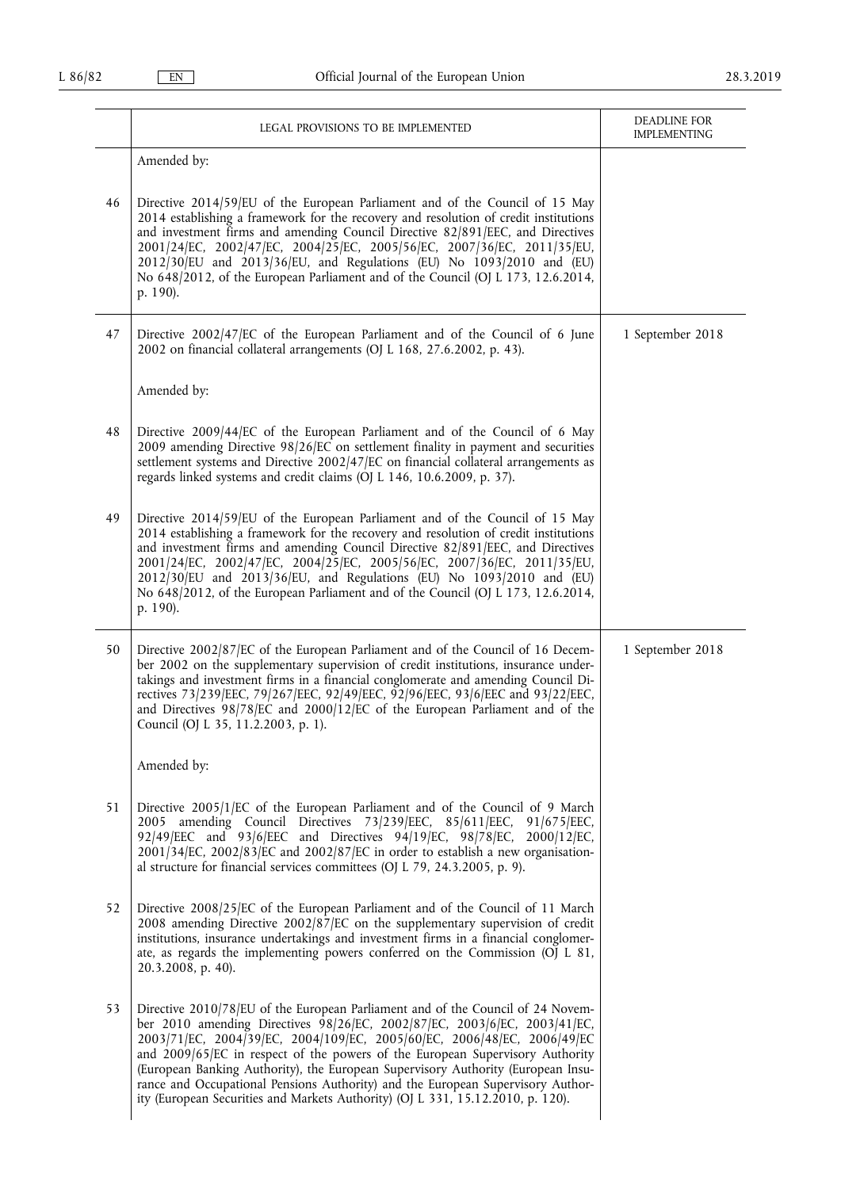| | LEGAL PROVISIONS TO BE IMPLEMENTED | DEADLINE FOR IMPLEMENTING |
|---|---|---|
| | Amended by: | |
| 46 | Directive 2014/59/EU of the European Parliament and of the Council of 15 May 2014 establishing a framework for the recovery and resolution of credit institutions and investment firms and amending Council Directive 82/891/EEC, and Directives 2001/24/EC, 2002/47/EC, 2004/25/EC, 2005/56/EC, 2007/36/EC, 2011/35/EU, 2012/30/EU and 2013/36/EU, and Regulations (EU) No 1093/2010 and (EU) No 648/2012, of the European Parliament and of the Council (OJ L 173, 12.6.2014, p. 190). | |
| 47 | Directive 2002/47/EC of the European Parliament and of the Council of 6 June 2002 on financial collateral arrangements (OJ L 168, 27.6.2002, p. 43). | 1 September 2018 |
| | Amended by: | |
| 48 | Directive 2009/44/EC of the European Parliament and of the Council of 6 May 2009 amending Directive 98/26/EC on settlement finality in payment and securities settlement systems and Directive 2002/47/EC on financial collateral arrangements as regards linked systems and credit claims (OJ L 146, 10.6.2009, p. 37). | |
| 49 | Directive 2014/59/EU of the European Parliament and of the Council of 15 May 2014 establishing a framework for the recovery and resolution of credit institutions and investment firms and amending Council Directive 82/891/EEC, and Directives 2001/24/EC, 2002/47/EC, 2004/25/EC, 2005/56/EC, 2007/36/EC, 2011/35/EU, 2012/30/EU and 2013/36/EU, and Regulations (EU) No 1093/2010 and (EU) No 648/2012, of the European Parliament and of the Council (OJ L 173, 12.6.2014, p. 190). | |
| 50 | Directive 2002/87/EC of the European Parliament and of the Council of 16 December 2002 on the supplementary supervision of credit institutions, insurance undertakings and investment firms in a financial conglomerate and amending Council Directives 73/239/EEC, 79/267/EEC, 92/49/EEC, 92/96/EEC, 93/6/EEC and 93/22/EEC, and Directives 98/78/EC and 2000/12/EC of the European Parliament and of the Council (OJ L 35, 11.2.2003, p. 1). | 1 September 2018 |
| | Amended by: | |
| 51 | Directive 2005/1/EC of the European Parliament and of the Council of 9 March 2005 amending Council Directives 73/239/EEC, 85/611/EEC, 91/675/EEC, 92/49/EEC and 93/6/EEC and Directives 94/19/EC, 98/78/EC, 2000/12/EC, 2001/34/EC, 2002/83/EC and 2002/87/EC in order to establish a new organisational structure for financial services committees (OJ L 79, 24.3.2005, p. 9). | |
| 52 | Directive 2008/25/EC of the European Parliament and of the Council of 11 March 2008 amending Directive 2002/87/EC on the supplementary supervision of credit institutions, insurance undertakings and investment firms in a financial conglomerate, as regards the implementing powers conferred on the Commission (OJ L 81, 20.3.2008, p. 40). | |
| 53 | Directive 2010/78/EU of the European Parliament and of the Council of 24 November 2010 amending Directives 98/26/EC, 2002/87/EC, 2003/6/EC, 2003/41/EC, 2003/71/EC, 2004/39/EC, 2004/109/EC, 2005/60/EC, 2006/48/EC, 2006/49/EC and 2009/65/EC in respect of the powers of the European Supervisory Authority (European Banking Authority), the European Supervisory Authority (European Insurance and Occupational Pensions Authority) and the European Supervisory Authority (European Securities and Markets Authority) (OJ L 331, 15.12.2010, p. 120). | |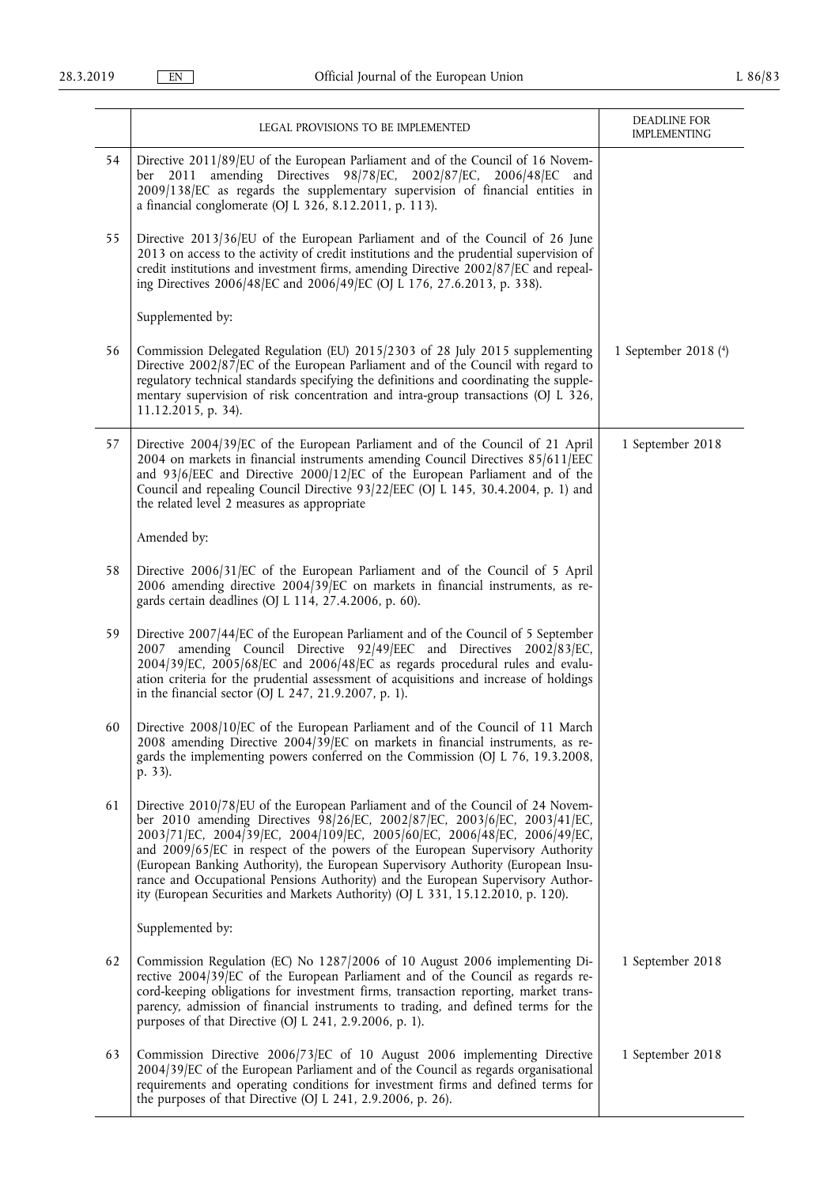| | LEGAL PROVISIONS TO BE IMPLEMENTED | DEADLINE FOR IMPLEMENTING |
|---|---|---|
| 54 | Directive 2011/89/EU of the European Parliament and of the Council of 16 November 2011 amending Directives 98/78/EC, 2002/87/EC, 2006/48/EC and 2009/138/EC as regards the supplementary supervision of financial entities in a financial conglomerate (OJ L 326, 8.12.2011, p. 113). | |
| 55 | Directive 2013/36/EU of the European Parliament and of the Council of 26 June 2013 on access to the activity of credit institutions and the prudential supervision of credit institutions and investment firms, amending Directive 2002/87/EC and repealing Directives 2006/48/EC and 2006/49/EC (OJ L 176, 27.6.2013, p. 338). | |
| | Supplemented by: | |
| 56 | Commission Delegated Regulation (EU) 2015/2303 of 28 July 2015 supplementing Directive 2002/87/EC of the European Parliament and of the Council with regard to regulatory technical standards specifying the definitions and coordinating the supplementary supervision of risk concentration and intra-group transactions (OJ L 326, 11.12.2015, p. 34). | 1 September 2018 (4) |
| 57 | Directive 2004/39/EC of the European Parliament and of the Council of 21 April 2004 on markets in financial instruments amending Council Directives 85/611/EEC and 93/6/EEC and Directive 2000/12/EC of the European Parliament and of the Council and repealing Council Directive 93/22/EEC (OJ L 145, 30.4.2004, p. 1) and the related level 2 measures as appropriate | 1 September 2018 |
| | Amended by: | |
| 58 | Directive 2006/31/EC of the European Parliament and of the Council of 5 April 2006 amending directive 2004/39/EC on markets in financial instruments, as regards certain deadlines (OJ L 114, 27.4.2006, p. 60). | |
| 59 | Directive 2007/44/EC of the European Parliament and of the Council of 5 September 2007 amending Council Directive 92/49/EEC and Directives 2002/83/EC, 2004/39/EC, 2005/68/EC and 2006/48/EC as regards procedural rules and evaluation criteria for the prudential assessment of acquisitions and increase of holdings in the financial sector (OJ L 247, 21.9.2007, p. 1). | |
| 60 | Directive 2008/10/EC of the European Parliament and of the Council of 11 March 2008 amending Directive 2004/39/EC on markets in financial instruments, as regards the implementing powers conferred on the Commission (OJ L 76, 19.3.2008, p. 33). | |
| 61 | Directive 2010/78/EU of the European Parliament and of the Council of 24 November 2010 amending Directives 98/26/EC, 2002/87/EC, 2003/6/EC, 2003/41/EC, 2003/71/EC, 2004/39/EC, 2004/109/EC, 2005/60/EC, 2006/48/EC, 2006/49/EC, and 2009/65/EC in respect of the powers of the European Supervisory Authority (European Banking Authority), the European Supervisory Authority (European Insurance and Occupational Pensions Authority) and the European Supervisory Authority (European Securities and Markets Authority) (OJ L 331, 15.12.2010, p. 120). | |
| | Supplemented by: | |
| 62 | Commission Regulation (EC) No 1287/2006 of 10 August 2006 implementing Directive 2004/39/EC of the European Parliament and of the Council as regards record-keeping obligations for investment firms, transaction reporting, market transparency, admission of financial instruments to trading, and defined terms for the purposes of that Directive (OJ L 241, 2.9.2006, p. 1). | 1 September 2018 |
| 63 | Commission Directive 2006/73/EC of 10 August 2006 implementing Directive 2004/39/EC of the European Parliament and of the Council as regards organisational requirements and operating conditions for investment firms and defined terms for the purposes of that Directive (OJ L 241, 2.9.2006, p. 26). | 1 September 2018 |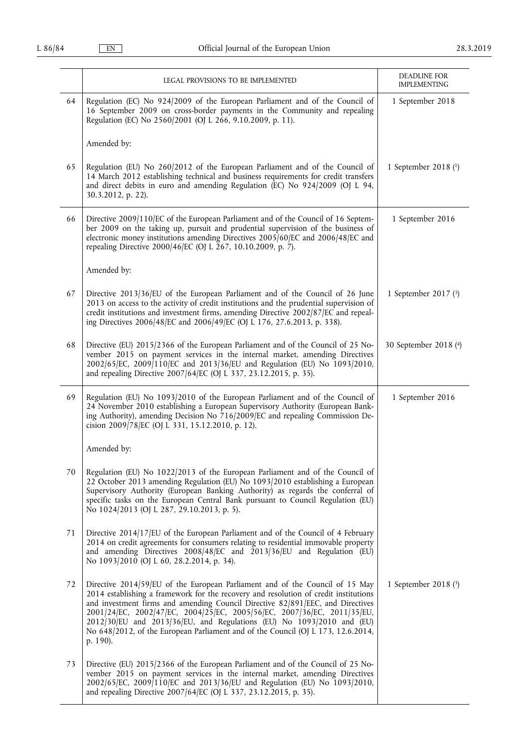| | LEGAL PROVISIONS TO BE IMPLEMENTED | DEADLINE FOR IMPLEMENTING |
|---|---|---|
| 64 | Regulation (EC) No 924/2009 of the European Parliament and of the Council of 16 September 2009 on cross-border payments in the Community and repealing Regulation (EC) No 2560/2001 (OJ L 266, 9.10.2009, p. 11). | 1 September 2018 |
| | Amended by: | |
| 65 | Regulation (EU) No 260/2012 of the European Parliament and of the Council of 14 March 2012 establishing technical and business requirements for credit transfers and direct debits in euro and amending Regulation (EC) No 924/2009 (OJ L 94, 30.3.2012, p. 22). | 1 September 2018 [1] |
| 66 | Directive 2009/110/EC of the European Parliament and of the Council of 16 September 2009 on the taking up, pursuit and prudential supervision of the business of electronic money institutions amending Directives 2005/60/EC and 2006/48/EC and repealing Directive 2000/46/EC (OJ L 267, 10.10.2009, p. 7). | 1 September 2016 |
| | Amended by: | |
| 67 | Directive 2013/36/EU of the European Parliament and of the Council of 26 June 2013 on access to the activity of credit institutions and the prudential supervision of credit institutions and investment firms, amending Directive 2002/87/EC and repealing Directives 2006/48/EC and 2006/49/EC (OJ L 176, 27.6.2013, p. 338). | 1 September 2017 [3] |
| 68 | Directive (EU) 2015/2366 of the European Parliament and of the Council of 25 November 2015 on payment services in the internal market, amending Directives 2002/65/EC, 2009/110/EC and 2013/36/EU and Regulation (EU) No 1093/2010, and repealing Directive 2007/64/EC (OJ L 337, 23.12.2015, p. 35). | 30 September 2018 [4] |
| 69 | Regulation (EU) No 1093/2010 of the European Parliament and of the Council of 24 November 2010 establishing a European Supervisory Authority (European Banking Authority), amending Decision No 716/2009/EC and repealing Commission Decision 2009/78/EC (OJ L 331, 15.12.2010, p. 12). | 1 September 2016 |
| | Amended by: | |
| 70 | Regulation (EU) No 1022/2013 of the European Parliament and of the Council of 22 October 2013 amending Regulation (EU) No 1093/2010 establishing a European Supervisory Authority (European Banking Authority) as regards the conferral of specific tasks on the European Central Bank pursuant to Council Regulation (EU) No 1024/2013 (OJ L 287, 29.10.2013, p. 5). | |
| 71 | Directive 2014/17/EU of the European Parliament and of the Council of 4 February 2014 on credit agreements for consumers relating to residential immovable property and amending Directives 2008/48/EC and 2013/36/EU and Regulation (EU) No 1093/2010 (OJ L 60, 28.2.2014, p. 34). | |
| 72 | Directive 2014/59/EU of the European Parliament and of the Council of 15 May 2014 establishing a framework for the recovery and resolution of credit institutions and investment firms and amending Council Directive 82/891/EEC, and Directives 2001/24/EC, 2002/47/EC, 2004/25/EC, 2005/56/EC, 2007/36/EC, 2011/35/EU, 2012/30/EU and 2013/36/EU, and Regulations (EU) No 1093/2010 and (EU) No 648/2012, of the European Parliament and of the Council (OJ L 173, 12.6.2014, p. 190). | 1 September 2018 [3] |
| 73 | Directive (EU) 2015/2366 of the European Parliament and of the Council of 25 November 2015 on payment services in the internal market, amending Directives 2002/65/EC, 2009/110/EC and 2013/36/EU and Regulation (EU) No 1093/2010, and repealing Directive 2007/64/EC (OJ L 337, 23.12.2015, p. 35). | |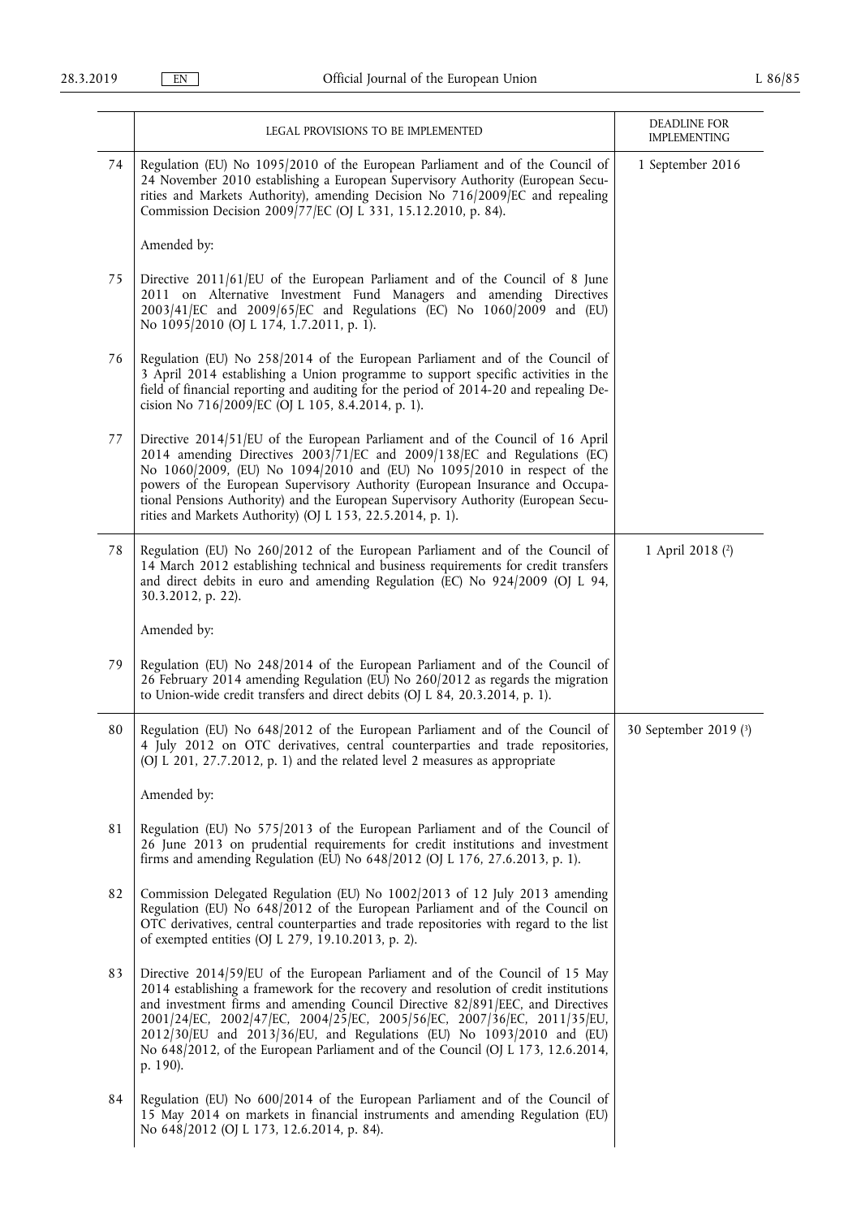| | LEGAL PROVISIONS TO BE IMPLEMENTED | DEADLINE FOR IMPLEMENTING |
|---|---|---|
| 74 | Regulation (EU) No 1095/2010 of the European Parliament and of the Council of 24 November 2010 establishing a European Supervisory Authority (European Securities and Markets Authority), amending Decision No 716/2009/EC and repealing Commission Decision 2009/77/EC (OJ L 331, 15.12.2010, p. 84).<br><br>Amended by: | 1 September 2016 |
| 75 | Directive 2011/61/EU of the European Parliament and of the Council of 8 June 2011 on Alternative Investment Fund Managers and amending Directives 2003/41/EC and 2009/65/EC and Regulations (EC) No 1060/2009 and (EU) No 1095/2010 (OJ L 174, 1.7.2011, p. 1). | |
| 76 | Regulation (EU) No 258/2014 of the European Parliament and of the Council of 3 April 2014 establishing a Union programme to support specific activities in the field of financial reporting and auditing for the period of 2014-20 and repealing Decision No 716/2009/EC (OJ L 105, 8.4.2014, p. 1). | |
| 77 | Directive 2014/51/EU of the European Parliament and of the Council of 16 April 2014 amending Directives 2003/71/EC and 2009/138/EC and Regulations (EC) No 1060/2009, (EU) No 1094/2010 and (EU) No 1095/2010 in respect of the powers of the European Supervisory Authority (European Insurance and Occupational Pensions Authority) and the European Supervisory Authority (European Securities and Markets Authority) (OJ L 153, 22.5.2014, p. 1). | |
| 78 | Regulation (EU) No 260/2012 of the European Parliament and of the Council of 14 March 2012 establishing technical and business requirements for credit transfers and direct debits in euro and amending Regulation (EC) No 924/2009 (OJ L 94, 30.3.2012, p. 22).<br><br>Amended by: | 1 April 2018 [2] |
| 79 | Regulation (EU) No 248/2014 of the European Parliament and of the Council of 26 February 2014 amending Regulation (EU) No 260/2012 as regards the migration to Union-wide credit transfers and direct debits (OJ L 84, 20.3.2014, p. 1). | |
| 80 | Regulation (EU) No 648/2012 of the European Parliament and of the Council of 4 July 2012 on OTC derivatives, central counterparties and trade repositories, (OJ L 201, 27.7.2012, p. 1) and the related level 2 measures as appropriate<br><br>Amended by: | 30 September 2019 [3] |
| 81 | Regulation (EU) No 575/2013 of the European Parliament and of the Council of 26 June 2013 on prudential requirements for credit institutions and investment firms and amending Regulation (EU) No 648/2012 (OJ L 176, 27.6.2013, p. 1). | |
| 82 | Commission Delegated Regulation (EU) No 1002/2013 of 12 July 2013 amending Regulation (EU) No 648/2012 of the European Parliament and of the Council on OTC derivatives, central counterparties and trade repositories with regard to the list of exempted entities (OJ L 279, 19.10.2013, p. 2). | |
| 83 | Directive 2014/59/EU of the European Parliament and of the Council of 15 May 2014 establishing a framework for the recovery and resolution of credit institutions and investment firms and amending Council Directive 82/891/EEC, and Directives 2001/24/EC, 2002/47/EC, 2004/25/EC, 2005/56/EC, 2007/36/EC, 2011/35/EU, 2012/30/EU and 2013/36/EU, and Regulations (EU) No 1093/2010 and (EU) No 648/2012, of the European Parliament and of the Council (OJ L 173, 12.6.2014, p. 190). | |
| 84 | Regulation (EU) No 600/2014 of the European Parliament and of the Council of 15 May 2014 on markets in financial instruments and amending Regulation (EU) No 648/2012 (OJ L 173, 12.6.2014, p. 84). | |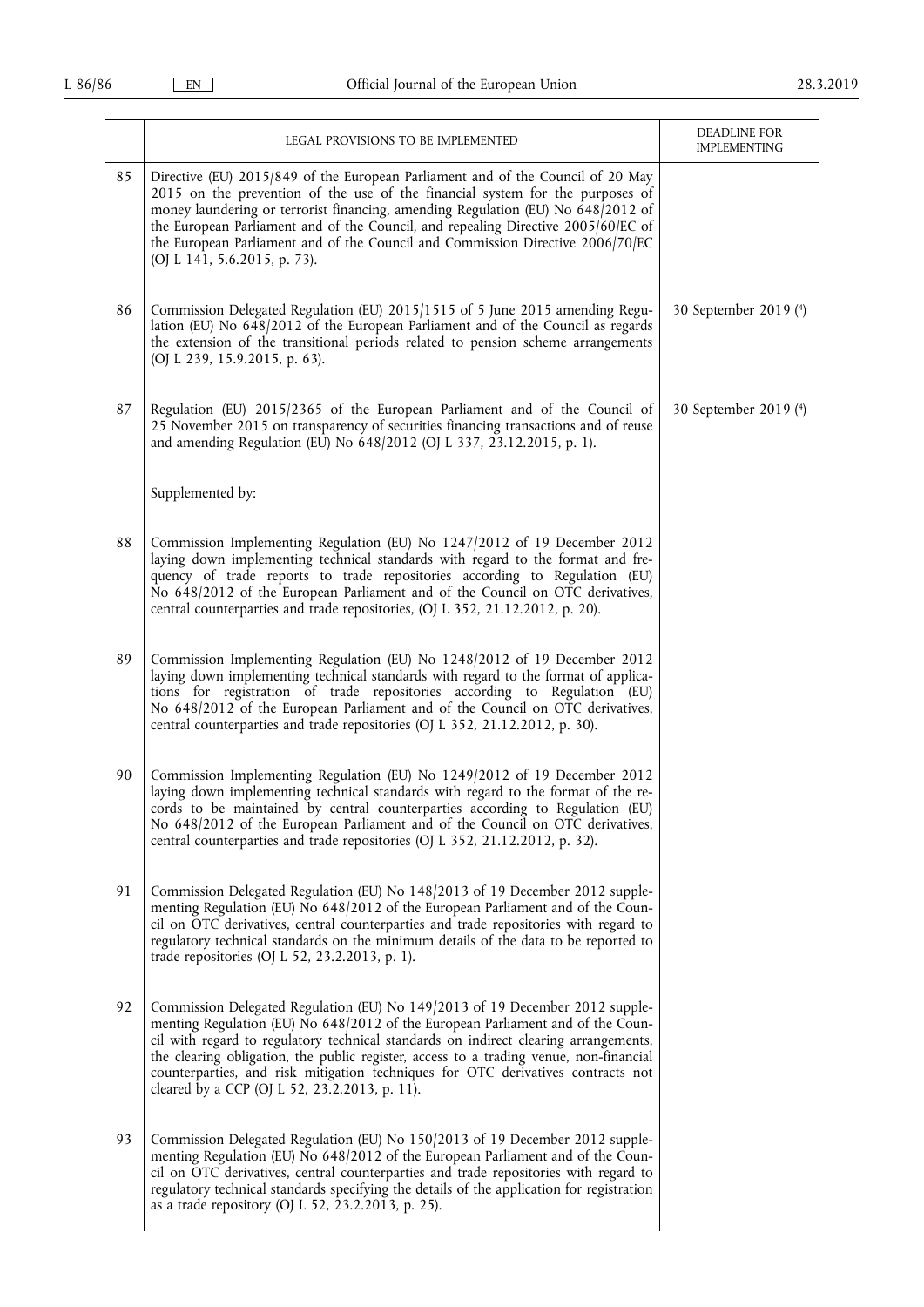| | LEGAL PROVISIONS TO BE IMPLEMENTED | DEADLINE FOR IMPLEMENTING |
|---|---|---|
| 85 | Directive (EU) 2015/849 of the European Parliament and of the Council of 20 May 2015 on the prevention of the use of the financial system for the purposes of money laundering or terrorist financing, amending Regulation (EU) No 648/2012 of the European Parliament and of the Council, and repealing Directive 2005/60/EC of the European Parliament and of the Council and Commission Directive 2006/70/EC (OJ L 141, 5.6.2015, p. 73). | |
| 86 | Commission Delegated Regulation (EU) 2015/1515 of 5 June 2015 amending Regulation (EU) No 648/2012 of the European Parliament and of the Council as regards the extension of the transitional periods related to pension scheme arrangements (OJ L 239, 15.9.2015, p. 63). | 30 September 2019 [4] |
| 87 | Regulation (EU) 2015/2365 of the European Parliament and of the Council of 25 November 2015 on transparency of securities financing transactions and of reuse and amending Regulation (EU) No 648/2012 (OJ L 337, 23.12.2015, p. 1). | 30 September 2019 [4] |
| | Supplemented by: | |
| 88 | Commission Implementing Regulation (EU) No 1247/2012 of 19 December 2012 laying down implementing technical standards with regard to the format and frequency of trade reports to trade repositories according to Regulation (EU) No 648/2012 of the European Parliament and of the Council on OTC derivatives, central counterparties and trade repositories, (OJ L 352, 21.12.2012, p. 20). | |
| 89 | Commission Implementing Regulation (EU) No 1248/2012 of 19 December 2012 laying down implementing technical standards with regard to the format of applications for registration of trade repositories according to Regulation (EU) No 648/2012 of the European Parliament and of the Council on OTC derivatives, central counterparties and trade repositories (OJ L 352, 21.12.2012, p. 30). | |
| 90 | Commission Implementing Regulation (EU) No 1249/2012 of 19 December 2012 laying down implementing technical standards with regard to the format of the records to be maintained by central counterparties according to Regulation (EU) No 648/2012 of the European Parliament and of the Council on OTC derivatives, central counterparties and trade repositories (OJ L 352, 21.12.2012, p. 32). | |
| 91 | Commission Delegated Regulation (EU) No 148/2013 of 19 December 2012 supplementing Regulation (EU) No 648/2012 of the European Parliament and of the Council on OTC derivatives, central counterparties and trade repositories with regard to regulatory technical standards on the minimum details of the data to be reported to trade repositories (OJ L 52, 23.2.2013, p. 1). | |
| 92 | Commission Delegated Regulation (EU) No 149/2013 of 19 December 2012 supplementing Regulation (EU) No 648/2012 of the European Parliament and of the Council with regard to regulatory technical standards on indirect clearing arrangements, the clearing obligation, the public register, access to a trading venue, non-financial counterparties, and risk mitigation techniques for OTC derivatives contracts not cleared by a CCP (OJ L 52, 23.2.2013, p. 11). | |
| 93 | Commission Delegated Regulation (EU) No 150/2013 of 19 December 2012 supplementing Regulation (EU) No 648/2012 of the European Parliament and of the Council on OTC derivatives, central counterparties and trade repositories with regard to regulatory technical standards specifying the details of the application for registration as a trade repository (OJ L 52, 23.2.2013, p. 25). | |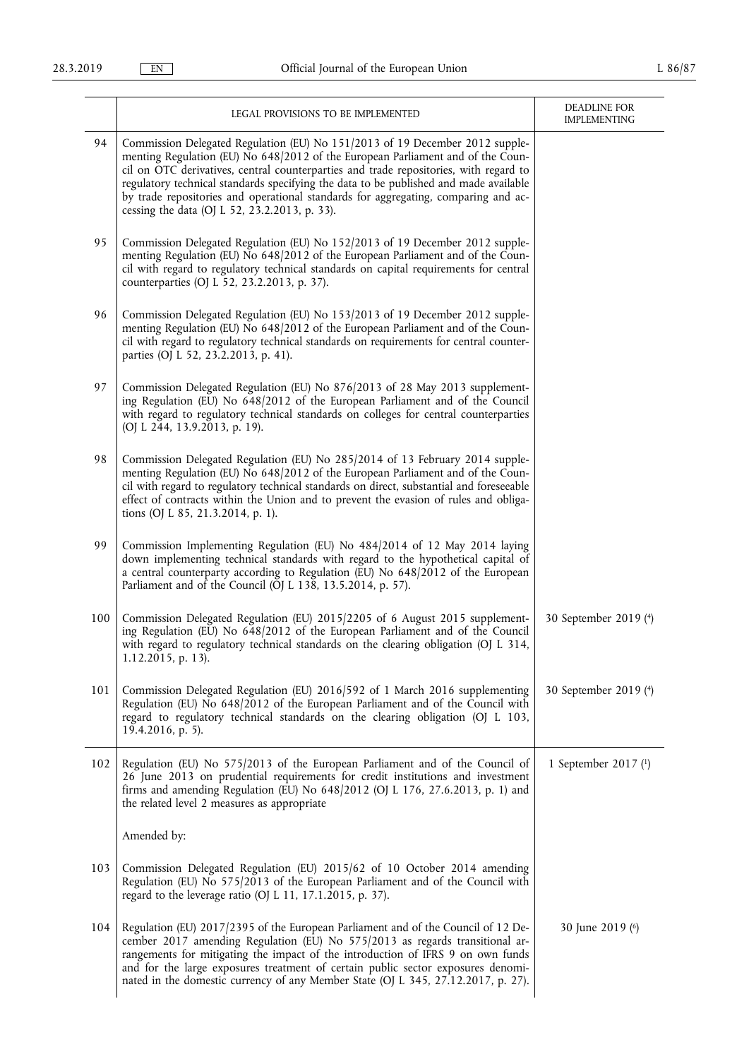| | LEGAL PROVISIONS TO BE IMPLEMENTED | DEADLINE FOR IMPLEMENTING |
|---|---|---|
| 94 | Commission Delegated Regulation (EU) No 151/2013 of 19 December 2012 supplementing Regulation (EU) No 648/2012 of the European Parliament and of the Council on OTC derivatives, central counterparties and trade repositories, with regard to regulatory technical standards specifying the data to be published and made available by trade repositories and operational standards for aggregating, comparing and accessing the data (OJ L 52, 23.2.2013, p. 33). | |
| 95 | Commission Delegated Regulation (EU) No 152/2013 of 19 December 2012 supplementing Regulation (EU) No 648/2012 of the European Parliament and of the Council with regard to regulatory technical standards on capital requirements for central counterparties (OJ L 52, 23.2.2013, p. 37). | |
| 96 | Commission Delegated Regulation (EU) No 153/2013 of 19 December 2012 supplementing Regulation (EU) No 648/2012 of the European Parliament and of the Council with regard to regulatory technical standards on requirements for central counterparties (OJ L 52, 23.2.2013, p. 41). | |
| 97 | Commission Delegated Regulation (EU) No 876/2013 of 28 May 2013 supplementing Regulation (EU) No 648/2012 of the European Parliament and of the Council with regard to regulatory technical standards on colleges for central counterparties (OJ L 244, 13.9.2013, p. 19). | |
| 98 | Commission Delegated Regulation (EU) No 285/2014 of 13 February 2014 supplementing Regulation (EU) No 648/2012 of the European Parliament and of the Council with regard to regulatory technical standards on direct, substantial and foreseeable effect of contracts within the Union and to prevent the evasion of rules and obligations (OJ L 85, 21.3.2014, p. 1). | |
| 99 | Commission Implementing Regulation (EU) No 484/2014 of 12 May 2014 laying down implementing technical standards with regard to the hypothetical capital of a central counterparty according to Regulation (EU) No 648/2012 of the European Parliament and of the Council (OJ L 138, 13.5.2014, p. 57). | |
| 100 | Commission Delegated Regulation (EU) 2015/2205 of 6 August 2015 supplementing Regulation (EU) No 648/2012 of the European Parliament and of the Council with regard to regulatory technical standards on the clearing obligation (OJ L 314, 1.12.2015, p. 13). | 30 September 2019 [4] |
| 101 | Commission Delegated Regulation (EU) 2016/592 of 1 March 2016 supplementing Regulation (EU) No 648/2012 of the European Parliament and of the Council with regard to regulatory technical standards on the clearing obligation (OJ L 103, 19.4.2016, p. 5). | 30 September 2019 [4] |
| 102 | Regulation (EU) No 575/2013 of the European Parliament and of the Council of 26 June 2013 on prudential requirements for credit institutions and investment firms and amending Regulation (EU) No 648/2012 (OJ L 176, 27.6.2013, p. 1) and the related level 2 measures as appropriate<br><br>Amended by: | 1 September 2017 [1] |
| 103 | Commission Delegated Regulation (EU) 2015/62 of 10 October 2014 amending Regulation (EU) No 575/2013 of the European Parliament and of the Council with regard to the leverage ratio (OJ L 11, 17.1.2015, p. 37). | |
| 104 | Regulation (EU) 2017/2395 of the European Parliament and of the Council of 12 December 2017 amending Regulation (EU) No 575/2013 as regards transitional arrangements for mitigating the impact of the introduction of IFRS 9 on own funds and for the large exposures treatment of certain public sector exposures denominated in the domestic currency of any Member State (OJ L 345, 27.12.2017, p. 27). | 30 June 2019 [6] |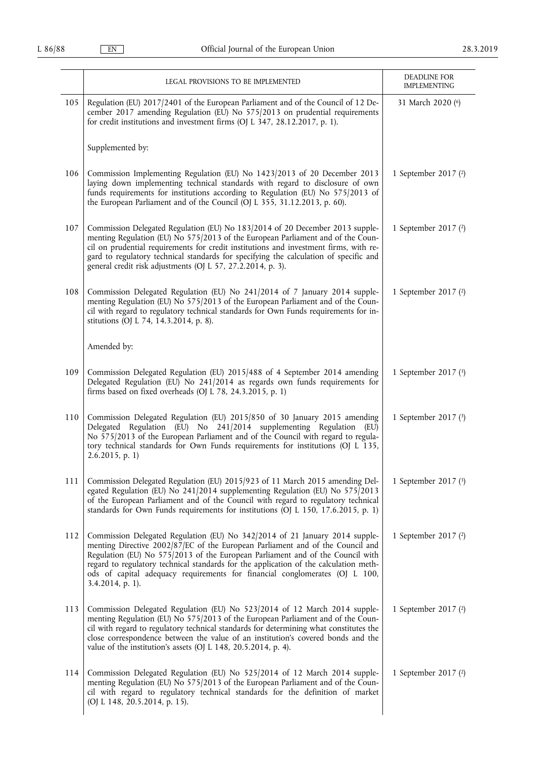| | LEGAL PROVISIONS TO BE IMPLEMENTED | DEADLINE FOR IMPLEMENTING |
|---|---|---|
| 105 | Regulation (EU) 2017/2401 of the European Parliament and of the Council of 12 December 2017 amending Regulation (EU) No 575/2013 on prudential requirements for credit institutions and investment firms (OJ L 347, 28.12.2017, p. 1). | 31 March 2020 (6) |
| | Supplemented by: | |
| 106 | Commission Implementing Regulation (EU) No 1423/2013 of 20 December 2013 laying down implementing technical standards with regard to disclosure of own funds requirements for institutions according to Regulation (EU) No 575/2013 of the European Parliament and of the Council (OJ L 355, 31.12.2013, p. 60). | 1 September 2017 (2) |
| 107 | Commission Delegated Regulation (EU) No 183/2014 of 20 December 2013 supplementing Regulation (EU) No 575/2013 of the European Parliament and of the Council on prudential requirements for credit institutions and investment firms, with regard to regulatory technical standards for specifying the calculation of specific and general credit risk adjustments (OJ L 57, 27.2.2014, p. 3). | 1 September 2017 (2) |
| 108 | Commission Delegated Regulation (EU) No 241/2014 of 7 January 2014 supplementing Regulation (EU) No 575/2013 of the European Parliament and of the Council with regard to regulatory technical standards for Own Funds requirements for institutions (OJ L 74, 14.3.2014, p. 8). | 1 September 2017 (2) |
| | Amended by: | |
| 109 | Commission Delegated Regulation (EU) 2015/488 of 4 September 2014 amending Delegated Regulation (EU) No 241/2014 as regards own funds requirements for firms based on fixed overheads (OJ L 78, 24.3.2015, p. 1) | 1 September 2017 (3) |
| 110 | Commission Delegated Regulation (EU) 2015/850 of 30 January 2015 amending Delegated Regulation (EU) No 241/2014 supplementing Regulation (EU) No 575/2013 of the European Parliament and of the Council with regard to regulatory technical standards for Own Funds requirements for institutions (OJ L 135, 2.6.2015, p. 1) | 1 September 2017 (3) |
| 111 | Commission Delegated Regulation (EU) 2015/923 of 11 March 2015 amending Delegated Regulation (EU) No 241/2014 supplementing Regulation (EU) No 575/2013 of the European Parliament and of the Council with regard to regulatory technical standards for Own Funds requirements for institutions (OJ L 150, 17.6.2015, p. 1) | 1 September 2017 (3) |
| 112 | Commission Delegated Regulation (EU) No 342/2014 of 21 January 2014 supplementing Directive 2002/87/EC of the European Parliament and of the Council and Regulation (EU) No 575/2013 of the European Parliament and of the Council with regard to regulatory technical standards for the application of the calculation methods of capital adequacy requirements for financial conglomerates (OJ L 100, 3.4.2014, p. 1). | 1 September 2017 (2) |
| 113 | Commission Delegated Regulation (EU) No 523/2014 of 12 March 2014 supplementing Regulation (EU) No 575/2013 of the European Parliament and of the Council with regard to regulatory technical standards for determining what constitutes the close correspondence between the value of an institution's covered bonds and the value of the institution's assets (OJ L 148, 20.5.2014, p. 4). | 1 September 2017 (2) |
| 114 | Commission Delegated Regulation (EU) No 525/2014 of 12 March 2014 supplementing Regulation (EU) No 575/2013 of the European Parliament and of the Council with regard to regulatory technical standards for the definition of market (OJ L 148, 20.5.2014, p. 15). | 1 September 2017 (2) |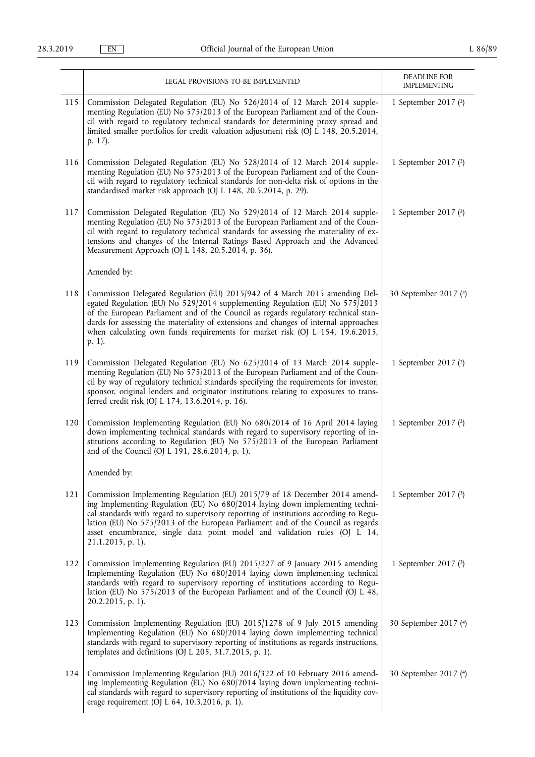| | LEGAL PROVISIONS TO BE IMPLEMENTED | DEADLINE FOR IMPLEMENTING |
|---|---|---|
| 115 | Commission Delegated Regulation (EU) No 526/2014 of 12 March 2014 supplementing Regulation (EU) No 575/2013 of the European Parliament and of the Council with regard to regulatory technical standards for determining proxy spread and limited smaller portfolios for credit valuation adjustment risk (OJ L 148, 20.5.2014, p. 17). | 1 September 2017 (2) |
| 116 | Commission Delegated Regulation (EU) No 528/2014 of 12 March 2014 supplementing Regulation (EU) No 575/2013 of the European Parliament and of the Council with regard to regulatory technical standards for non-delta risk of options in the standardised market risk approach (OJ L 148, 20.5.2014, p. 29). | 1 September 2017 (2) |
| 117 | Commission Delegated Regulation (EU) No 529/2014 of 12 March 2014 supplementing Regulation (EU) No 575/2013 of the European Parliament and of the Council with regard to regulatory technical standards for assessing the materiality of extensions and changes of the Internal Ratings Based Approach and the Advanced Measurement Approach (OJ L 148, 20.5.2014, p. 36). | 1 September 2017 (2) |
| | Amended by: | |
| 118 | Commission Delegated Regulation (EU) 2015/942 of 4 March 2015 amending Delegated Regulation (EU) No 529/2014 supplementing Regulation (EU) No 575/2013 of the European Parliament and of the Council as regards regulatory technical standards for assessing the materiality of extensions and changes of internal approaches when calculating own funds requirements for market risk (OJ L 154, 19.6.2015, p. 1). | 30 September 2017 (4) |
| 119 | Commission Delegated Regulation (EU) No 625/2014 of 13 March 2014 supplementing Regulation (EU) No 575/2013 of the European Parliament and of the Council by way of regulatory technical standards specifying the requirements for investor, sponsor, original lenders and originator institutions relating to exposures to transferred credit risk (OJ L 174, 13.6.2014, p. 16). | 1 September 2017 (2) |
| 120 | Commission Implementing Regulation (EU) No 680/2014 of 16 April 2014 laying down implementing technical standards with regard to supervisory reporting of institutions according to Regulation (EU) No 575/2013 of the European Parliament and of the Council (OJ L 191, 28.6.2014, p. 1). | 1 September 2017 (2) |
| | Amended by: | |
| 121 | Commission Implementing Regulation (EU) 2015/79 of 18 December 2014 amending Implementing Regulation (EU) No 680/2014 laying down implementing technical standards with regard to supervisory reporting of institutions according to Regulation (EU) No 575/2013 of the European Parliament and of the Council as regards asset encumbrance, single data point model and validation rules (OJ L 14, 21.1.2015, p. 1). | 1 September 2017 (3) |
| 122 | Commission Implementing Regulation (EU) 2015/227 of 9 January 2015 amending Implementing Regulation (EU) No 680/2014 laying down implementing technical standards with regard to supervisory reporting of institutions according to Regulation (EU) No 575/2013 of the European Parliament and of the Council (OJ L 48, 20.2.2015, p. 1). | 1 September 2017 (3) |
| 123 | Commission Implementing Regulation (EU) 2015/1278 of 9 July 2015 amending Implementing Regulation (EU) No 680/2014 laying down implementing technical standards with regard to supervisory reporting of institutions as regards instructions, templates and definitions (OJ L 205, 31.7.2015, p. 1). | 30 September 2017 (4) |
| 124 | Commission Implementing Regulation (EU) 2016/322 of 10 February 2016 amending Implementing Regulation (EU) No 680/2014 laying down implementing technical standards with regard to supervisory reporting of institutions of the liquidity coverage requirement (OJ L 64, 10.3.2016, p. 1). | 30 September 2017 (4) |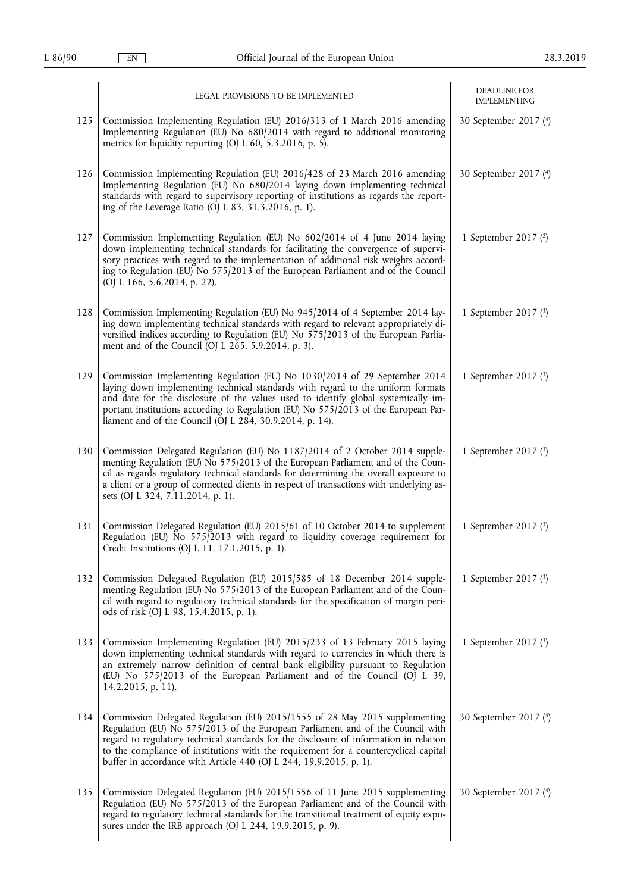| | LEGAL PROVISIONS TO BE IMPLEMENTED | DEADLINE FOR IMPLEMENTING |
|---|---|---|
| 125 | Commission Implementing Regulation (EU) 2016/313 of 1 March 2016 amending Implementing Regulation (EU) No 680/2014 with regard to additional monitoring metrics for liquidity reporting (OJ L 60, 5.3.2016, p. 5). | 30 September 2017 [4] |
| 126 | Commission Implementing Regulation (EU) 2016/428 of 23 March 2016 amending Implementing Regulation (EU) No 680/2014 laying down implementing technical standards with regard to supervisory reporting of institutions as regards the reporting of the Leverage Ratio (OJ L 83, 31.3.2016, p. 1). | 30 September 2017 [4] |
| 127 | Commission Implementing Regulation (EU) No 602/2014 of 4 June 2014 laying down implementing technical standards for facilitating the convergence of supervisory practices with regard to the implementation of additional risk weights according to Regulation (EU) No 575/2013 of the European Parliament and of the Council (OJ L 166, 5.6.2014, p. 22). | 1 September 2017 [2] |
| 128 | Commission Implementing Regulation (EU) No 945/2014 of 4 September 2014 laying down implementing technical standards with regard to relevant appropriately diversified indices according to Regulation (EU) No 575/2013 of the European Parliament and of the Council (OJ L 265, 5.9.2014, p. 3). | 1 September 2017 [3] |
| 129 | Commission Implementing Regulation (EU) No 1030/2014 of 29 September 2014 laying down implementing technical standards with regard to the uniform formats and date for the disclosure of the values used to identify global systemically important institutions according to Regulation (EU) No 575/2013 of the European Parliament and of the Council (OJ L 284, 30.9.2014, p. 14). | 1 September 2017 [3] |
| 130 | Commission Delegated Regulation (EU) No 1187/2014 of 2 October 2014 supplementing Regulation (EU) No 575/2013 of the European Parliament and of the Council as regards regulatory technical standards for determining the overall exposure to a client or a group of connected clients in respect of transactions with underlying assets (OJ L 324, 7.11.2014, p. 1). | 1 September 2017 [3] |
| 131 | Commission Delegated Regulation (EU) 2015/61 of 10 October 2014 to supplement Regulation (EU) No 575/2013 with regard to liquidity coverage requirement for Credit Institutions (OJ L 11, 17.1.2015, p. 1). | 1 September 2017 [3] |
| 132 | Commission Delegated Regulation (EU) 2015/585 of 18 December 2014 supplementing Regulation (EU) No 575/2013 of the European Parliament and of the Council with regard to regulatory technical standards for the specification of margin periods of risk (OJ L 98, 15.4.2015, p. 1). | 1 September 2017 [3] |
| 133 | Commission Implementing Regulation (EU) 2015/233 of 13 February 2015 laying down implementing technical standards with regard to currencies in which there is an extremely narrow definition of central bank eligibility pursuant to Regulation (EU) No 575/2013 of the European Parliament and of the Council (OJ L 39, 14.2.2015, p. 11). | 1 September 2017 [3] |
| 134 | Commission Delegated Regulation (EU) 2015/1555 of 28 May 2015 supplementing Regulation (EU) No 575/2013 of the European Parliament and of the Council with regard to regulatory technical standards for the disclosure of information in relation to the compliance of institutions with the requirement for a countercyclical capital buffer in accordance with Article 440 (OJ L 244, 19.9.2015, p. 1). | 30 September 2017 [4] |
| 135 | Commission Delegated Regulation (EU) 2015/1556 of 11 June 2015 supplementing Regulation (EU) No 575/2013 of the European Parliament and of the Council with regard to regulatory technical standards for the transitional treatment of equity exposures under the IRB approach (OJ L 244, 19.9.2015, p. 9). | 30 September 2017 [4] |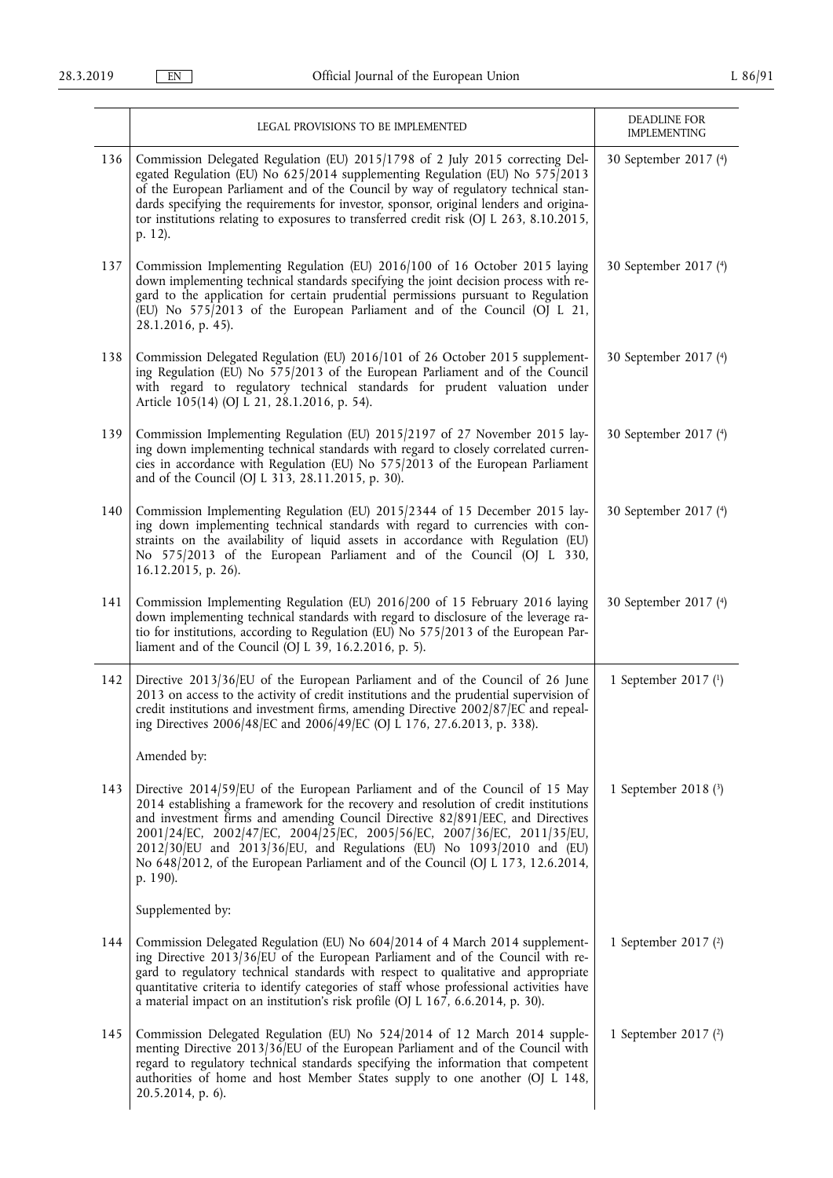| | LEGAL PROVISIONS TO BE IMPLEMENTED | DEADLINE FOR IMPLEMENTING |
|---|---|---|
| 136 | Commission Delegated Regulation (EU) 2015/1798 of 2 July 2015 correcting Delegated Regulation (EU) No 625/2014 supplementing Regulation (EU) No 575/2013 of the European Parliament and of the Council by way of regulatory technical standards specifying the requirements for investor, sponsor, original lenders and originator institutions relating to exposures to transferred credit risk (OJ L 263, 8.10.2015, p. 12). | 30 September 2017 [4] |
| 137 | Commission Implementing Regulation (EU) 2016/100 of 16 October 2015 laying down implementing technical standards specifying the joint decision process with regard to the application for certain prudential permissions pursuant to Regulation (EU) No 575/2013 of the European Parliament and of the Council (OJ L 21, 28.1.2016, p. 45). | 30 September 2017 [4] |
| 138 | Commission Delegated Regulation (EU) 2016/101 of 26 October 2015 supplementing Regulation (EU) No 575/2013 of the European Parliament and of the Council with regard to regulatory technical standards for prudent valuation under Article 105(14) (OJ L 21, 28.1.2016, p. 54). | 30 September 2017 [4] |
| 139 | Commission Implementing Regulation (EU) 2015/2197 of 27 November 2015 laying down implementing technical standards with regard to closely correlated currencies in accordance with Regulation (EU) No 575/2013 of the European Parliament and of the Council (OJ L 313, 28.11.2015, p. 30). | 30 September 2017 [4] |
| 140 | Commission Implementing Regulation (EU) 2015/2344 of 15 December 2015 laying down implementing technical standards with regard to currencies with constraints on the availability of liquid assets in accordance with Regulation (EU) No 575/2013 of the European Parliament and of the Council (OJ L 330, 16.12.2015, p. 26). | 30 September 2017 [4] |
| 141 | Commission Implementing Regulation (EU) 2016/200 of 15 February 2016 laying down implementing technical standards with regard to disclosure of the leverage ratio for institutions, according to Regulation (EU) No 575/2013 of the European Parliament and of the Council (OJ L 39, 16.2.2016, p. 5). | 30 September 2017 [4] |
| 142 | Directive 2013/36/EU of the European Parliament and of the Council of 26 June 2013 on access to the activity of credit institutions and the prudential supervision of credit institutions and investment firms, amending Directive 2002/87/EC and repealing Directives 2006/48/EC and 2006/49/EC (OJ L 176, 27.6.2013, p. 338). | 1 September 2017 [1] |
| | Amended by: | |
| 143 | Directive 2014/59/EU of the European Parliament and of the Council of 15 May 2014 establishing a framework for the recovery and resolution of credit institutions and investment firms and amending Council Directive 82/891/EEC, and Directives 2001/24/EC, 2002/47/EC, 2004/25/EC, 2005/56/EC, 2007/36/EC, 2011/35/EU, 2012/30/EU and 2013/36/EU, and Regulations (EU) No 1093/2010 and (EU) No 648/2012, of the European Parliament and of the Council (OJ L 173, 12.6.2014, p. 190). | 1 September 2018 [3] |
| | Supplemented by: | |
| 144 | Commission Delegated Regulation (EU) No 604/2014 of 4 March 2014 supplementing Directive 2013/36/EU of the European Parliament and of the Council with regard to regulatory technical standards with respect to qualitative and appropriate quantitative criteria to identify categories of staff whose professional activities have a material impact on an institution's risk profile (OJ L 167, 6.6.2014, p. 30). | 1 September 2017 [2] |
| 145 | Commission Delegated Regulation (EU) No 524/2014 of 12 March 2014 supplementing Directive 2013/36/EU of the European Parliament and of the Council with regard to regulatory technical standards specifying the information that competent authorities of home and host Member States supply to one another (OJ L 148, 20.5.2014, p. 6). | 1 September 2017 [2] |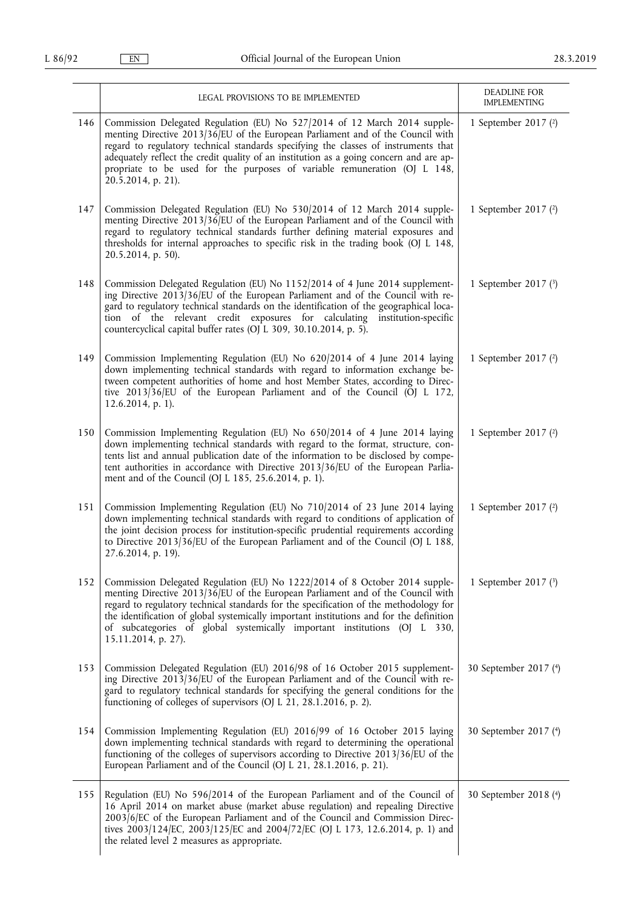|  | LEGAL PROVISIONS TO BE IMPLEMENTED | DEADLINE FOR IMPLEMENTING |
|---|---|---|
| 146 | Commission Delegated Regulation (EU) No 527/2014 of 12 March 2014 supplementing Directive 2013/36/EU of the European Parliament and of the Council with regard to regulatory technical standards specifying the classes of instruments that adequately reflect the credit quality of an institution as a going concern and are appropriate to be used for the purposes of variable remuneration (OJ L 148, 20.5.2014, p. 21). | 1 September 2017 ([2]) |
| 147 | Commission Delegated Regulation (EU) No 530/2014 of 12 March 2014 supplementing Directive 2013/36/EU of the European Parliament and of the Council with regard to regulatory technical standards further defining material exposures and thresholds for internal approaches to specific risk in the trading book (OJ L 148, 20.5.2014, p. 50). | 1 September 2017 ([2]) |
| 148 | Commission Delegated Regulation (EU) No 1152/2014 of 4 June 2014 supplementing Directive 2013/36/EU of the European Parliament and of the Council with regard to regulatory technical standards on the identification of the geographical location of the relevant credit exposures for calculating institution-specific countercyclical capital buffer rates (OJ L 309, 30.10.2014, p. 5). | 1 September 2017 ([3]) |
| 149 | Commission Implementing Regulation (EU) No 620/2014 of 4 June 2014 laying down implementing technical standards with regard to information exchange between competent authorities of home and host Member States, according to Directive 2013/36/EU of the European Parliament and of the Council (OJ L 172, 12.6.2014, p. 1). | 1 September 2017 ([2]) |
| 150 | Commission Implementing Regulation (EU) No 650/2014 of 4 June 2014 laying down implementing technical standards with regard to the format, structure, contents list and annual publication date of the information to be disclosed by competent authorities in accordance with Directive 2013/36/EU of the European Parliament and of the Council (OJ L 185, 25.6.2014, p. 1). | 1 September 2017 ([2]) |
| 151 | Commission Implementing Regulation (EU) No 710/2014 of 23 June 2014 laying down implementing technical standards with regard to conditions of application of the joint decision process for institution-specific prudential requirements according to Directive 2013/36/EU of the European Parliament and of the Council (OJ L 188, 27.6.2014, p. 19). | 1 September 2017 ([2]) |
| 152 | Commission Delegated Regulation (EU) No 1222/2014 of 8 October 2014 supplementing Directive 2013/36/EU of the European Parliament and of the Council with regard to regulatory technical standards for the specification of the methodology for the identification of global systemically important institutions and for the definition of subcategories of global systemically important institutions (OJ L 330, 15.11.2014, p. 27). | 1 September 2017 ([3]) |
| 153 | Commission Delegated Regulation (EU) 2016/98 of 16 October 2015 supplementing Directive 2013/36/EU of the European Parliament and of the Council with regard to regulatory technical standards for specifying the general conditions for the functioning of colleges of supervisors (OJ L 21, 28.1.2016, p. 2). | 30 September 2017 ([4]) |
| 154 | Commission Implementing Regulation (EU) 2016/99 of 16 October 2015 laying down implementing technical standards with regard to determining the operational functioning of the colleges of supervisors according to Directive 2013/36/EU of the European Parliament and of the Council (OJ L 21, 28.1.2016, p. 21). | 30 September 2017 ([4]) |
| 155 | Regulation (EU) No 596/2014 of the European Parliament and of the Council of 16 April 2014 on market abuse (market abuse regulation) and repealing Directive 2003/6/EC of the European Parliament and of the Council and Commission Directives 2003/124/EC, 2003/125/EC and 2004/72/EC (OJ L 173, 12.6.2014, p. 1) and the related level 2 measures as appropriate. | 30 September 2018 ([4]) |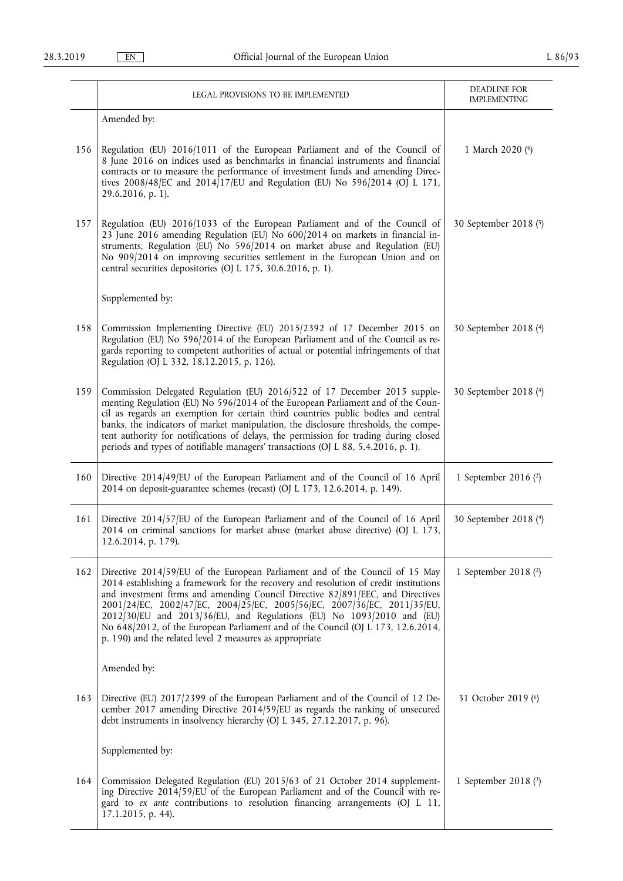|  | LEGAL PROVISIONS TO BE IMPLEMENTED | DEADLINE FOR IMPLEMENTING |
|---|---|---|
|  | Amended by: |  |
| 156 | Regulation (EU) 2016/1011 of the European Parliament and of the Council of 8 June 2016 on indices used as benchmarks in financial instruments and financial contracts or to measure the performance of investment funds and amending Directives 2008/48/EC and 2014/17/EU and Regulation (EU) No 596/2014 (OJ L 171, 29.6.2016, p. 1). | 1 March 2020 [6] |
| 157 | Regulation (EU) 2016/1033 of the European Parliament and of the Council of 23 June 2016 amending Regulation (EU) No 600/2014 on markets in financial instruments, Regulation (EU) No 596/2014 on market abuse and Regulation (EU) No 909/2014 on improving securities settlement in the European Union and on central securities depositories (OJ L 175, 30.6.2016, p. 1). | 30 September 2018 [5] |
|  | Supplemented by: |  |
| 158 | Commission Implementing Directive (EU) 2015/2392 of 17 December 2015 on Regulation (EU) No 596/2014 of the European Parliament and of the Council as regards reporting to competent authorities of actual or potential infringements of that Regulation (OJ L 332, 18.12.2015, p. 126). | 30 September 2018 [4] |
| 159 | Commission Delegated Regulation (EU) 2016/522 of 17 December 2015 supplementing Regulation (EU) No 596/2014 of the European Parliament and of the Council as regards an exemption for certain third countries public bodies and central banks, the indicators of market manipulation, the disclosure thresholds, the competent authority for notifications of delays, the permission for trading during closed periods and types of notifiable managers' transactions (OJ L 88, 5.4.2016, p. 1). | 30 September 2018 [4] |
| 160 | Directive 2014/49/EU of the European Parliament and of the Council of 16 April 2014 on deposit-guarantee schemes (recast) (OJ L 173, 12.6.2014, p. 149). | 1 September 2016 [2] |
| 161 | Directive 2014/57/EU of the European Parliament and of the Council of 16 April 2014 on criminal sanctions for market abuse (market abuse directive) (OJ L 173, 12.6.2014, p. 179). | 30 September 2018 [4] |
| 162 | Directive 2014/59/EU of the European Parliament and of the Council of 15 May 2014 establishing a framework for the recovery and resolution of credit institutions and investment firms and amending Council Directive 82/891/EEC, and Directives 2001/24/EC, 2002/47/EC, 2004/25/EC, 2005/56/EC, 2007/36/EC, 2011/35/EU, 2012/30/EU and 2013/36/EU, and Regulations (EU) No 1093/2010 and (EU) No 648/2012, of the European Parliament and of the Council (OJ L 173, 12.6.2014, p. 190) and the related level 2 measures as appropriate | 1 September 2018 [2] |
|  | Amended by: |  |
| 163 | Directive (EU) 2017/2399 of the European Parliament and of the Council of 12 December 2017 amending Directive 2014/59/EU as regards the ranking of unsecured debt instruments in insolvency hierarchy (OJ L 345, 27.12.2017, p. 96). | 31 October 2019 [6] |
|  | Supplemented by: |  |
| 164 | Commission Delegated Regulation (EU) 2015/63 of 21 October 2014 supplementing Directive 2014/59/EU of the European Parliament and of the Council with regard to *ex ante* contributions to resolution financing arrangements (OJ L 11, 17.1.2015, p. 44). | 1 September 2018 [3] |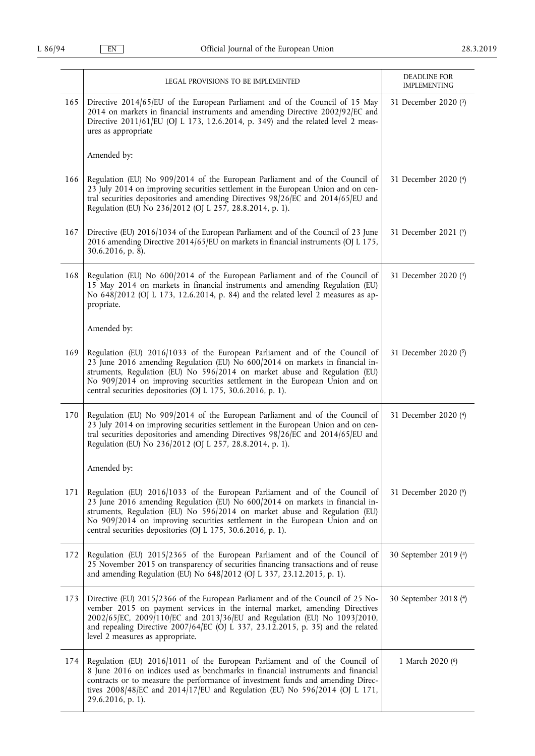| | LEGAL PROVISIONS TO BE IMPLEMENTED | DEADLINE FOR IMPLEMENTING |
|---|---|---|
| 165 | Directive 2014/65/EU of the European Parliament and of the Council of 15 May 2014 on markets in financial instruments and amending Directive 2002/92/EC and Directive 2011/61/EU (OJ L 173, 12.6.2014, p. 349) and the related level 2 measures as appropriate | 31 December 2020 (3) |
| | Amended by: | |
| 166 | Regulation (EU) No 909/2014 of the European Parliament and of the Council of 23 July 2014 on improving securities settlement in the European Union and on central securities depositories and amending Directives 98/26/EC and 2014/65/EU and Regulation (EU) No 236/2012 (OJ L 257, 28.8.2014, p. 1). | 31 December 2020 (4) |
| 167 | Directive (EU) 2016/1034 of the European Parliament and of the Council of 23 June 2016 amending Directive 2014/65/EU on markets in financial instruments (OJ L 175, 30.6.2016, p. 8). | 31 December 2021 (5) |
| 168 | Regulation (EU) No 600/2014 of the European Parliament and of the Council of 15 May 2014 on markets in financial instruments and amending Regulation (EU) No 648/2012 (OJ L 173, 12.6.2014, p. 84) and the related level 2 measures as appropriate. | 31 December 2020 (3) |
| | Amended by: | |
| 169 | Regulation (EU) 2016/1033 of the European Parliament and of the Council of 23 June 2016 amending Regulation (EU) No 600/2014 on markets in financial instruments, Regulation (EU) No 596/2014 on market abuse and Regulation (EU) No 909/2014 on improving securities settlement in the European Union and on central securities depositories (OJ L 175, 30.6.2016, p. 1). | 31 December 2020 (5) |
| 170 | Regulation (EU) No 909/2014 of the European Parliament and of the Council of 23 July 2014 on improving securities settlement in the European Union and on central securities depositories and amending Directives 98/26/EC and 2014/65/EU and Regulation (EU) No 236/2012 (OJ L 257, 28.8.2014, p. 1). | 31 December 2020 (4) |
| | Amended by: | |
| 171 | Regulation (EU) 2016/1033 of the European Parliament and of the Council of 23 June 2016 amending Regulation (EU) No 600/2014 on markets in financial instruments, Regulation (EU) No 596/2014 on market abuse and Regulation (EU) No 909/2014 on improving securities settlement in the European Union and on central securities depositories (OJ L 175, 30.6.2016, p. 1). | 31 December 2020 (6) |
| 172 | Regulation (EU) 2015/2365 of the European Parliament and of the Council of 25 November 2015 on transparency of securities financing transactions and of reuse and amending Regulation (EU) No 648/2012 (OJ L 337, 23.12.2015, p. 1). | 30 September 2019 (4) |
| 173 | Directive (EU) 2015/2366 of the European Parliament and of the Council of 25 November 2015 on payment services in the internal market, amending Directives 2002/65/EC, 2009/110/EC and 2013/36/EU and Regulation (EU) No 1093/2010, and repealing Directive 2007/64/EC (OJ L 337, 23.12.2015, p. 35) and the related level 2 measures as appropriate. | 30 September 2018 (4) |
| 174 | Regulation (EU) 2016/1011 of the European Parliament and of the Council of 8 June 2016 on indices used as benchmarks in financial instruments and financial contracts or to measure the performance of investment funds and amending Directives 2008/48/EC and 2014/17/EU and Regulation (EU) No 596/2014 (OJ L 171, 29.6.2016, p. 1). | 1 March 2020 (6) |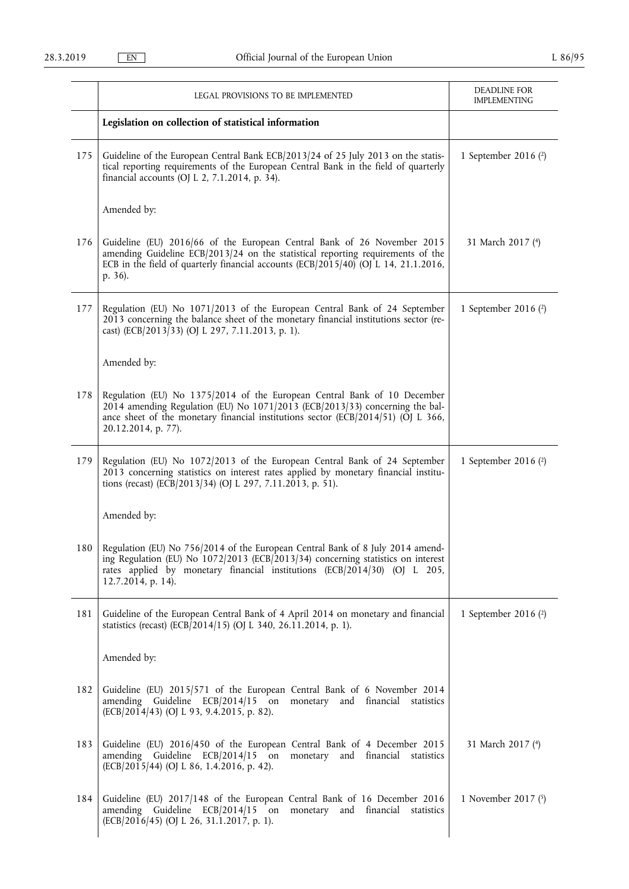| | LEGAL PROVISIONS TO BE IMPLEMENTED | DEADLINE FOR IMPLEMENTING |
|---|---|---|
| | **Legislation on collection of statistical information** | |
| 175 | Guideline of the European Central Bank ECB/2013/24 of 25 July 2013 on the statistical reporting requirements of the European Central Bank in the field of quarterly financial accounts (OJ L 2, 7.1.2014, p. 34). | 1 September 2016 (2) |
| | Amended by: | |
| 176 | Guideline (EU) 2016/66 of the European Central Bank of 26 November 2015 amending Guideline ECB/2013/24 on the statistical reporting requirements of the ECB in the field of quarterly financial accounts (ECB/2015/40) (OJ L 14, 21.1.2016, p. 36). | 31 March 2017 (4) |
| 177 | Regulation (EU) No 1071/2013 of the European Central Bank of 24 September 2013 concerning the balance sheet of the monetary financial institutions sector (recast) (ECB/2013/33) (OJ L 297, 7.11.2013, p. 1). | 1 September 2016 (2) |
| | Amended by: | |
| 178 | Regulation (EU) No 1375/2014 of the European Central Bank of 10 December 2014 amending Regulation (EU) No 1071/2013 (ECB/2013/33) concerning the balance sheet of the monetary financial institutions sector (ECB/2014/51) (OJ L 366, 20.12.2014, p. 77). | |
| 179 | Regulation (EU) No 1072/2013 of the European Central Bank of 24 September 2013 concerning statistics on interest rates applied by monetary financial institutions (recast) (ECB/2013/34) (OJ L 297, 7.11.2013, p. 51). | 1 September 2016 (2) |
| | Amended by: | |
| 180 | Regulation (EU) No 756/2014 of the European Central Bank of 8 July 2014 amending Regulation (EU) No 1072/2013 (ECB/2013/34) concerning statistics on interest rates applied by monetary financial institutions (ECB/2014/30) (OJ L 205, 12.7.2014, p. 14). | |
| 181 | Guideline of the European Central Bank of 4 April 2014 on monetary and financial statistics (recast) (ECB/2014/15) (OJ L 340, 26.11.2014, p. 1). | 1 September 2016 (2) |
| | Amended by: | |
| 182 | Guideline (EU) 2015/571 of the European Central Bank of 6 November 2014 amending Guideline ECB/2014/15 on monetary and financial statistics (ECB/2014/43) (OJ L 93, 9.4.2015, p. 82). | |
| 183 | Guideline (EU) 2016/450 of the European Central Bank of 4 December 2015 amending Guideline ECB/2014/15 on monetary and financial statistics (ECB/2015/44) (OJ L 86, 1.4.2016, p. 42). | 31 March 2017 (4) |
| 184 | Guideline (EU) 2017/148 of the European Central Bank of 16 December 2016 amending Guideline ECB/2014/15 on monetary and financial statistics (ECB/2016/45) (OJ L 26, 31.1.2017, p. 1). | 1 November 2017 (5) |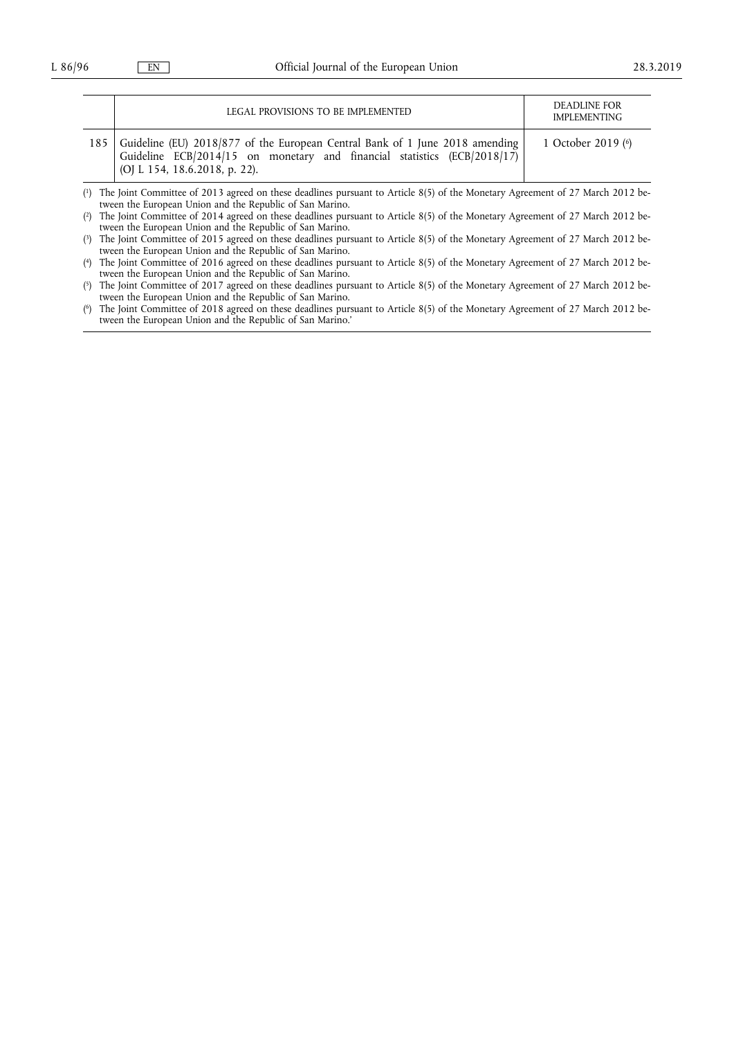| | LEGAL PROVISIONS TO BE IMPLEMENTED | DEADLINE FOR IMPLEMENTING |
|---|---|---|
| 185 | Guideline (EU) 2018/877 of the European Central Bank of 1 June 2018 amending Guideline ECB/2014/15 on monetary and financial statistics (ECB/2018/17) (OJ L 154, 18.6.2018, p. 22). | 1 October 2019 [6] |

[1] The Joint Committee of 2013 agreed on these deadlines pursuant to Article 8(5) of the Monetary Agreement of 27 March 2012 between the European Union and the Republic of San Marino.

[2] The Joint Committee of 2014 agreed on these deadlines pursuant to Article 8(5) of the Monetary Agreement of 27 March 2012 between the European Union and the Republic of San Marino.

[3] The Joint Committee of 2015 agreed on these deadlines pursuant to Article 8(5) of the Monetary Agreement of 27 March 2012 between the European Union and the Republic of San Marino.

[4] The Joint Committee of 2016 agreed on these deadlines pursuant to Article 8(5) of the Monetary Agreement of 27 March 2012 between the European Union and the Republic of San Marino.

[5] The Joint Committee of 2017 agreed on these deadlines pursuant to Article 8(5) of the Monetary Agreement of 27 March 2012 between the European Union and the Republic of San Marino.

[6] The Joint Committee of 2018 agreed on these deadlines pursuant to Article 8(5) of the Monetary Agreement of 27 March 2012 between the European Union and the Republic of San Marino.'